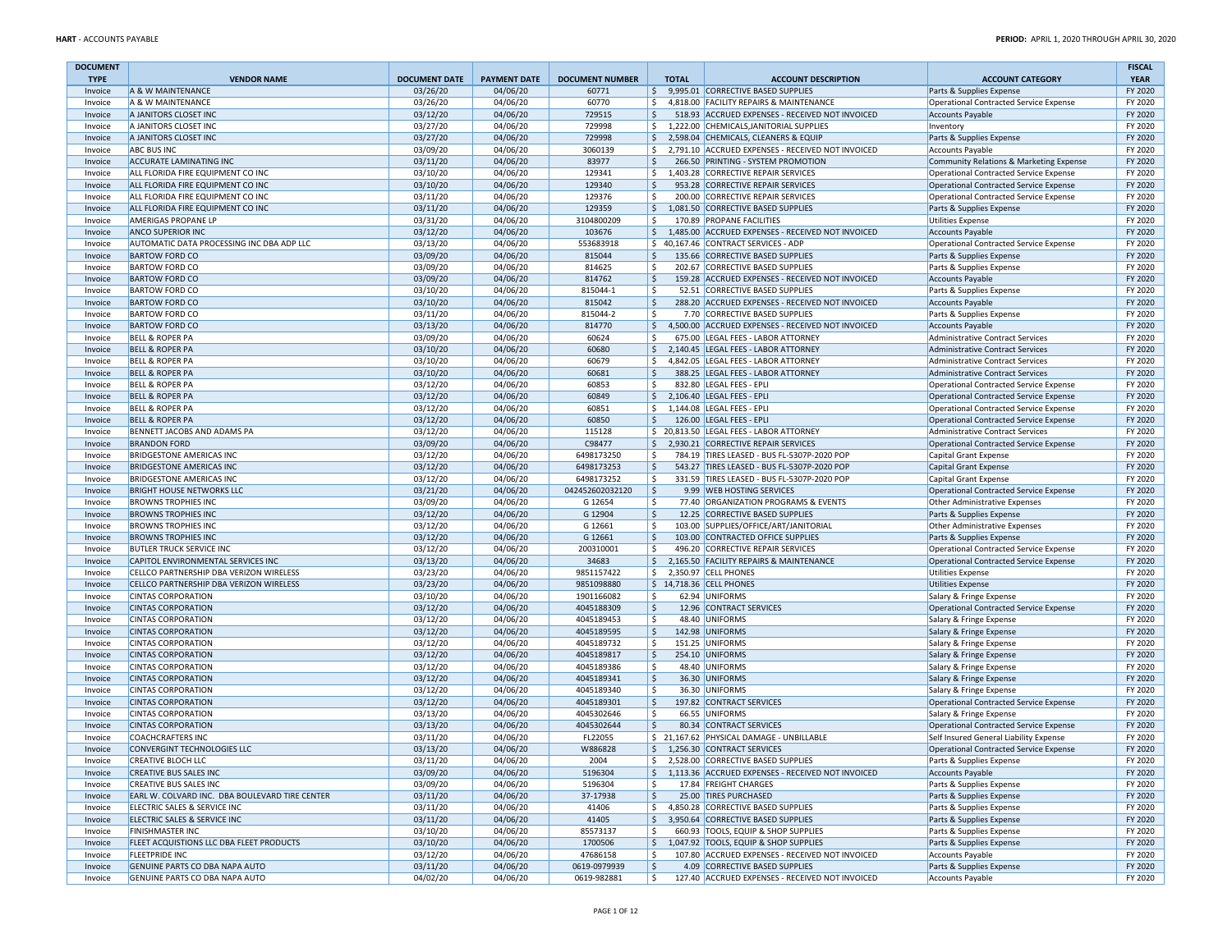**HART** - ACCOUNTS PAYABLE

**PERIOD:** APRIL 1, 2020 THROUGH APRIL 30, 2020

| DOCUMENT TYPE | VENDOR NAME | DOCUMENT DATE | PAYMENT DATE | DOCUMENT NUMBER | TOTAL | ACCOUNT DESCRIPTION | ACCOUNT CATEGORY | FISCAL YEAR |
|---|---|---|---|---|---|---|---|---|
| Invoice | A & W MAINTENANCE | 03/26/20 | 04/06/20 | 60771 | $ 9,995.01 | CORRECTIVE BASED SUPPLIES | Parts & Supplies Expense | FY 2020 |
| Invoice | A & W MAINTENANCE | 03/26/20 | 04/06/20 | 60770 | $ 4,818.00 | FACILITY REPAIRS & MAINTENANCE | Operational Contracted Service Expense | FY 2020 |
| Invoice | A JANITORS CLOSET INC | 03/12/20 | 04/06/20 | 729515 | $ 518.93 | ACCRUED EXPENSES - RECEIVED NOT INVOICED | Accounts Payable | FY 2020 |
| Invoice | A JANITORS CLOSET INC | 03/27/20 | 04/06/20 | 729998 | $ 1,222.00 | CHEMICALS,JANITORIAL SUPPLIES | Inventory | FY 2020 |
| Invoice | A JANITORS CLOSET INC | 03/27/20 | 04/06/20 | 729998 | $ 2,598.04 | CHEMICALS, CLEANERS & EQUIP | Parts & Supplies Expense | FY 2020 |
| Invoice | ABC BUS INC | 03/09/20 | 04/06/20 | 3060139 | $ 2,791.10 | ACCRUED EXPENSES - RECEIVED NOT INVOICED | Accounts Payable | FY 2020 |
| Invoice | ACCURATE LAMINATING INC | 03/11/20 | 04/06/20 | 83977 | $ 266.50 | PRINTING - SYSTEM PROMOTION | Community Relations & Marketing Expense | FY 2020 |
| Invoice | ALL FLORIDA FIRE EQUIPMENT CO INC | 03/10/20 | 04/06/20 | 129341 | $ 1,403.28 | CORRECTIVE REPAIR SERVICES | Operational Contracted Service Expense | FY 2020 |
| Invoice | ALL FLORIDA FIRE EQUIPMENT CO INC | 03/10/20 | 04/06/20 | 129340 | $ 953.28 | CORRECTIVE REPAIR SERVICES | Operational Contracted Service Expense | FY 2020 |
| Invoice | ALL FLORIDA FIRE EQUIPMENT CO INC | 03/11/20 | 04/06/20 | 129376 | $ 200.00 | CORRECTIVE REPAIR SERVICES | Operational Contracted Service Expense | FY 2020 |
| Invoice | ALL FLORIDA FIRE EQUIPMENT CO INC | 03/11/20 | 04/06/20 | 129359 | $ 1,081.50 | CORRECTIVE BASED SUPPLIES | Parts & Supplies Expense | FY 2020 |
| Invoice | AMERIGAS PROPANE LP | 03/31/20 | 04/06/20 | 3104800209 | $ 170.89 | PROPANE FACILITIES | Utilities Expense | FY 2020 |
| Invoice | ANCO SUPERIOR INC | 03/12/20 | 04/06/20 | 103676 | $ 1,485.00 | ACCRUED EXPENSES - RECEIVED NOT INVOICED | Accounts Payable | FY 2020 |
| Invoice | AUTOMATIC DATA PROCESSING INC DBA ADP LLC | 03/13/20 | 04/06/20 | 553683918 | $ 40,167.46 | CONTRACT SERVICES - ADP | Operational Contracted Service Expense | FY 2020 |
| Invoice | BARTOW FORD CO | 03/09/20 | 04/06/20 | 815044 | $ 135.66 | CORRECTIVE BASED SUPPLIES | Parts & Supplies Expense | FY 2020 |
| Invoice | BARTOW FORD CO | 03/09/20 | 04/06/20 | 814625 | $ 202.67 | CORRECTIVE BASED SUPPLIES | Parts & Supplies Expense | FY 2020 |
| Invoice | BARTOW FORD CO | 03/09/20 | 04/06/20 | 814762 | $ 159.28 | ACCRUED EXPENSES - RECEIVED NOT INVOICED | Accounts Payable | FY 2020 |
| Invoice | BARTOW FORD CO | 03/10/20 | 04/06/20 | 815044-1 | $ 52.51 | CORRECTIVE BASED SUPPLIES | Parts & Supplies Expense | FY 2020 |
| Invoice | BARTOW FORD CO | 03/10/20 | 04/06/20 | 815042 | $ 288.20 | ACCRUED EXPENSES - RECEIVED NOT INVOICED | Accounts Payable | FY 2020 |
| Invoice | BARTOW FORD CO | 03/11/20 | 04/06/20 | 815044-2 | $ 7.70 | CORRECTIVE BASED SUPPLIES | Parts & Supplies Expense | FY 2020 |
| Invoice | BARTOW FORD CO | 03/13/20 | 04/06/20 | 814770 | $ 4,500.00 | ACCRUED EXPENSES - RECEIVED NOT INVOICED | Accounts Payable | FY 2020 |
| Invoice | BELL & ROPER PA | 03/09/20 | 04/06/20 | 60624 | $ 675.00 | LEGAL FEES - LABOR ATTORNEY | Administrative Contract Services | FY 2020 |
| Invoice | BELL & ROPER PA | 03/10/20 | 04/06/20 | 60680 | $ 2,140.45 | LEGAL FEES - LABOR ATTORNEY | Administrative Contract Services | FY 2020 |
| Invoice | BELL & ROPER PA | 03/10/20 | 04/06/20 | 60679 | $ 4,842.05 | LEGAL FEES - LABOR ATTORNEY | Administrative Contract Services | FY 2020 |
| Invoice | BELL & ROPER PA | 03/10/20 | 04/06/20 | 60681 | $ 388.25 | LEGAL FEES - LABOR ATTORNEY | Administrative Contract Services | FY 2020 |
| Invoice | BELL & ROPER PA | 03/12/20 | 04/06/20 | 60853 | $ 832.80 | LEGAL FEES - EPLI | Operational Contracted Service Expense | FY 2020 |
| Invoice | BELL & ROPER PA | 03/12/20 | 04/06/20 | 60849 | $ 2,106.40 | LEGAL FEES - EPLI | Operational Contracted Service Expense | FY 2020 |
| Invoice | BELL & ROPER PA | 03/12/20 | 04/06/20 | 60851 | $ 1,144.08 | LEGAL FEES - EPLI | Operational Contracted Service Expense | FY 2020 |
| Invoice | BELL & ROPER PA | 03/12/20 | 04/06/20 | 60850 | $ 126.00 | LEGAL FEES - EPLI | Operational Contracted Service Expense | FY 2020 |
| Invoice | BENNETT JACOBS AND ADAMS PA | 03/12/20 | 04/06/20 | 115128 | $ 20,813.50 | LEGAL FEES - LABOR ATTORNEY | Administrative Contract Services | FY 2020 |
| Invoice | BRANDON FORD | 03/09/20 | 04/06/20 | C98477 | $ 2,930.21 | CORRECTIVE REPAIR SERVICES | Operational Contracted Service Expense | FY 2020 |
| Invoice | BRIDGESTONE AMERICAS INC | 03/12/20 | 04/06/20 | 6498173250 | $ 784.19 | TIRES LEASED - BUS FL-5307P-2020 POP | Capital Grant Expense | FY 2020 |
| Invoice | BRIDGESTONE AMERICAS INC | 03/12/20 | 04/06/20 | 6498173253 | $ 543.27 | TIRES LEASED - BUS FL-5307P-2020 POP | Capital Grant Expense | FY 2020 |
| Invoice | BRIDGESTONE AMERICAS INC | 03/12/20 | 04/06/20 | 6498173252 | $ 331.59 | TIRES LEASED - BUS FL-5307P-2020 POP | Capital Grant Expense | FY 2020 |
| Invoice | BRIGHT HOUSE NETWORKS LLC | 03/21/20 | 04/06/20 | 042452602032120 | $ 9.99 | WEB HOSTING SERVICES | Operational Contracted Service Expense | FY 2020 |
| Invoice | BROWNS TROPHIES INC | 03/09/20 | 04/06/20 | G 12654 | $ 77.40 | ORGANIZATION PROGRAMS & EVENTS | Other Administrative Expenses | FY 2020 |
| Invoice | BROWNS TROPHIES INC | 03/12/20 | 04/06/20 | G 12904 | $ 12.25 | CORRECTIVE BASED SUPPLIES | Parts & Supplies Expense | FY 2020 |
| Invoice | BROWNS TROPHIES INC | 03/12/20 | 04/06/20 | G 12661 | $ 103.00 | SUPPLIES/OFFICE/ART/JANITORIAL | Other Administrative Expenses | FY 2020 |
| Invoice | BROWNS TROPHIES INC | 03/12/20 | 04/06/20 | G 12661 | $ 103.00 | CONTRACTED OFFICE SUPPLIES | Parts & Supplies Expense | FY 2020 |
| Invoice | BUTLER TRUCK SERVICE INC | 03/12/20 | 04/06/20 | 200310001 | $ 496.20 | CORRECTIVE REPAIR SERVICES | Operational Contracted Service Expense | FY 2020 |
| Invoice | CAPITOL ENVIRONMENTAL SERVICES INC | 03/13/20 | 04/06/20 | 34683 | $ 2,165.50 | FACILITY REPAIRS & MAINTENANCE | Operational Contracted Service Expense | FY 2020 |
| Invoice | CELLCO PARTNERSHIP DBA VERIZON WIRELESS | 03/23/20 | 04/06/20 | 9851157422 | $ 2,350.97 | CELL PHONES | Utilities Expense | FY 2020 |
| Invoice | CELLCO PARTNERSHIP DBA VERIZON WIRELESS | 03/23/20 | 04/06/20 | 9851098880 | $ 14,718.36 | CELL PHONES | Utilities Expense | FY 2020 |
| Invoice | CINTAS CORPORATION | 03/10/20 | 04/06/20 | 1901166082 | $ 62.94 | UNIFORMS | Salary & Fringe Expense | FY 2020 |
| Invoice | CINTAS CORPORATION | 03/12/20 | 04/06/20 | 4045188309 | $ 12.96 | CONTRACT SERVICES | Operational Contracted Service Expense | FY 2020 |
| Invoice | CINTAS CORPORATION | 03/12/20 | 04/06/20 | 4045189453 | $ 48.40 | UNIFORMS | Salary & Fringe Expense | FY 2020 |
| Invoice | CINTAS CORPORATION | 03/12/20 | 04/06/20 | 4045189595 | $ 142.98 | UNIFORMS | Salary & Fringe Expense | FY 2020 |
| Invoice | CINTAS CORPORATION | 03/12/20 | 04/06/20 | 4045189732 | $ 151.25 | UNIFORMS | Salary & Fringe Expense | FY 2020 |
| Invoice | CINTAS CORPORATION | 03/12/20 | 04/06/20 | 4045189817 | $ 254.10 | UNIFORMS | Salary & Fringe Expense | FY 2020 |
| Invoice | CINTAS CORPORATION | 03/12/20 | 04/06/20 | 4045189386 | $ 48.40 | UNIFORMS | Salary & Fringe Expense | FY 2020 |
| Invoice | CINTAS CORPORATION | 03/12/20 | 04/06/20 | 4045189341 | $ 36.30 | UNIFORMS | Salary & Fringe Expense | FY 2020 |
| Invoice | CINTAS CORPORATION | 03/12/20 | 04/06/20 | 4045189340 | $ 36.30 | UNIFORMS | Salary & Fringe Expense | FY 2020 |
| Invoice | CINTAS CORPORATION | 03/12/20 | 04/06/20 | 4045189301 | $ 197.82 | CONTRACT SERVICES | Operational Contracted Service Expense | FY 2020 |
| Invoice | CINTAS CORPORATION | 03/13/20 | 04/06/20 | 4045302646 | $ 66.55 | UNIFORMS | Salary & Fringe Expense | FY 2020 |
| Invoice | CINTAS CORPORATION | 03/13/20 | 04/06/20 | 4045302644 | $ 80.34 | CONTRACT SERVICES | Operational Contracted Service Expense | FY 2020 |
| Invoice | COACHCRAFTERS INC | 03/11/20 | 04/06/20 | FL22055 | $ 21,167.62 | PHYSICAL DAMAGE - UNBILLABLE | Self Insured General Liability Expense | FY 2020 |
| Invoice | CONVERGINT TECHNOLOGIES LLC | 03/13/20 | 04/06/20 | W886828 | $ 1,256.30 | CONTRACT SERVICES | Operational Contracted Service Expense | FY 2020 |
| Invoice | CREATIVE BLOCH LLC | 03/11/20 | 04/06/20 | 2004 | $ 2,528.00 | CORRECTIVE BASED SUPPLIES | Parts & Supplies Expense | FY 2020 |
| Invoice | CREATIVE BUS SALES INC | 03/09/20 | 04/06/20 | 5196304 | $ 1,113.36 | ACCRUED EXPENSES - RECEIVED NOT INVOICED | Accounts Payable | FY 2020 |
| Invoice | CREATIVE BUS SALES INC | 03/09/20 | 04/06/20 | 5196304 | $ 17.84 | FREIGHT CHARGES | Parts & Supplies Expense | FY 2020 |
| Invoice | EARL W. COLVARD INC. DBA BOULEVARD TIRE CENTER | 03/11/20 | 04/06/20 | 37-17938 | $ 25.00 | TIRES PURCHASED | Parts & Supplies Expense | FY 2020 |
| Invoice | ELECTRIC SALES & SERVICE INC | 03/11/20 | 04/06/20 | 41406 | $ 4,850.28 | CORRECTIVE BASED SUPPLIES | Parts & Supplies Expense | FY 2020 |
| Invoice | ELECTRIC SALES & SERVICE INC | 03/11/20 | 04/06/20 | 41405 | $ 3,950.64 | CORRECTIVE BASED SUPPLIES | Parts & Supplies Expense | FY 2020 |
| Invoice | FINISHMASTER INC | 03/10/20 | 04/06/20 | 85573137 | $ 660.93 | TOOLS, EQUIP & SHOP SUPPLIES | Parts & Supplies Expense | FY 2020 |
| Invoice | FLEET ACQUISTIONS LLC DBA FLEET PRODUCTS | 03/10/20 | 04/06/20 | 1700506 | $ 1,047.92 | TOOLS, EQUIP & SHOP SUPPLIES | Parts & Supplies Expense | FY 2020 |
| Invoice | FLEETPRIDE INC | 03/12/20 | 04/06/20 | 47686158 | $ 107.80 | ACCRUED EXPENSES - RECEIVED NOT INVOICED | Accounts Payable | FY 2020 |
| Invoice | GENUINE PARTS CO DBA NAPA AUTO | 03/11/20 | 04/06/20 | 0619-0979939 | $ 4.09 | CORRECTIVE BASED SUPPLIES | Parts & Supplies Expense | FY 2020 |
| Invoice | GENUINE PARTS CO DBA NAPA AUTO | 04/02/20 | 04/06/20 | 0619-982881 | $ 127.40 | ACCRUED EXPENSES - RECEIVED NOT INVOICED | Accounts Payable | FY 2020 |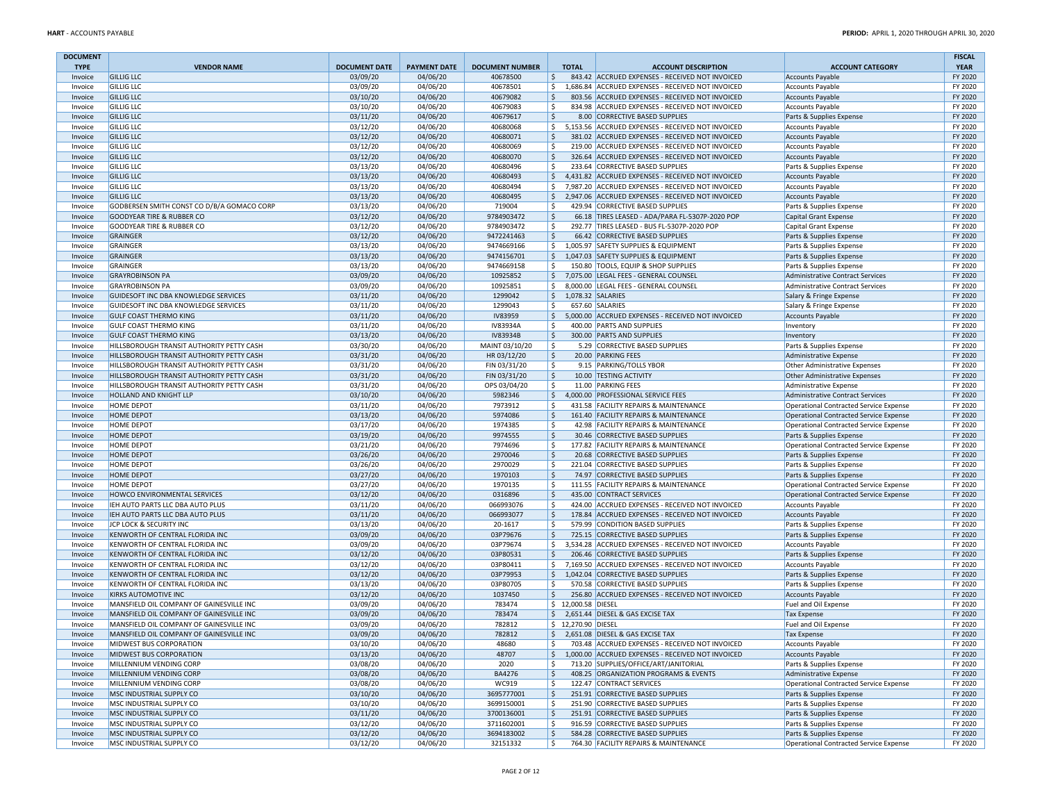| DOCUMENT TYPE | VENDOR NAME | DOCUMENT DATE | PAYMENT DATE | DOCUMENT NUMBER | TOTAL | ACCOUNT DESCRIPTION | ACCOUNT CATEGORY | FISCAL YEAR |
|---|---|---|---|---|---|---|---|---|
| Invoice | GILLIG LLC | 03/09/20 | 04/06/20 | 40678500 | $ 843.42 | ACCRUED EXPENSES - RECEIVED NOT INVOICED | Accounts Payable | FY 2020 |
| Invoice | GILLIG LLC | 03/09/20 | 04/06/20 | 40678501 | $ 1,686.84 | ACCRUED EXPENSES - RECEIVED NOT INVOICED | Accounts Payable | FY 2020 |
| Invoice | GILLIG LLC | 03/10/20 | 04/06/20 | 40679082 | $ 803.56 | ACCRUED EXPENSES - RECEIVED NOT INVOICED | Accounts Payable | FY 2020 |
| Invoice | GILLIG LLC | 03/10/20 | 04/06/20 | 40679083 | $ 834.98 | ACCRUED EXPENSES - RECEIVED NOT INVOICED | Accounts Payable | FY 2020 |
| Invoice | GILLIG LLC | 03/11/20 | 04/06/20 | 40679617 | $ 8.00 | CORRECTIVE BASED SUPPLIES | Parts & Supplies Expense | FY 2020 |
| Invoice | GILLIG LLC | 03/12/20 | 04/06/20 | 40680068 | $ 5,153.56 | ACCRUED EXPENSES - RECEIVED NOT INVOICED | Accounts Payable | FY 2020 |
| Invoice | GILLIG LLC | 03/12/20 | 04/06/20 | 40680071 | $ 381.02 | ACCRUED EXPENSES - RECEIVED NOT INVOICED | Accounts Payable | FY 2020 |
| Invoice | GILLIG LLC | 03/12/20 | 04/06/20 | 40680069 | $ 219.00 | ACCRUED EXPENSES - RECEIVED NOT INVOICED | Accounts Payable | FY 2020 |
| Invoice | GILLIG LLC | 03/12/20 | 04/06/20 | 40680070 | $ 326.64 | ACCRUED EXPENSES - RECEIVED NOT INVOICED | Accounts Payable | FY 2020 |
| Invoice | GILLIG LLC | 03/13/20 | 04/06/20 | 40680496 | $ 233.64 | CORRECTIVE BASED SUPPLIES | Parts & Supplies Expense | FY 2020 |
| Invoice | GILLIG LLC | 03/13/20 | 04/06/20 | 40680493 | $ 4,431.82 | ACCRUED EXPENSES - RECEIVED NOT INVOICED | Accounts Payable | FY 2020 |
| Invoice | GILLIG LLC | 03/13/20 | 04/06/20 | 40680494 | $ 7,987.20 | ACCRUED EXPENSES - RECEIVED NOT INVOICED | Accounts Payable | FY 2020 |
| Invoice | GILLIG LLC | 03/13/20 | 04/06/20 | 40680495 | $ 2,947.06 | ACCRUED EXPENSES - RECEIVED NOT INVOICED | Accounts Payable | FY 2020 |
| Invoice | GODBERSEN SMITH CONST CO D/B/A GOMACO CORP | 03/13/20 | 04/06/20 | 719004 | $ 429.94 | CORRECTIVE BASED SUPPLIES | Parts & Supplies Expense | FY 2020 |
| Invoice | GOODYEAR TIRE & RUBBER CO | 03/12/20 | 04/06/20 | 9784903472 | $ 66.18 | TIRES LEASED - ADA/PARA FL-5307P-2020 POP | Capital Grant Expense | FY 2020 |
| Invoice | GOODYEAR TIRE & RUBBER CO | 03/12/20 | 04/06/20 | 9784903472 | $ 292.77 | TIRES LEASED - BUS FL-5307P-2020 POP | Capital Grant Expense | FY 2020 |
| Invoice | GRAINGER | 03/12/20 | 04/06/20 | 9472241463 | $ 66.42 | CORRECTIVE BASED SUPPLIES | Parts & Supplies Expense | FY 2020 |
| Invoice | GRAINGER | 03/13/20 | 04/06/20 | 9474669166 | $ 1,005.97 | SAFETY SUPPLIES & EQUIPMENT | Parts & Supplies Expense | FY 2020 |
| Invoice | GRAINGER | 03/13/20 | 04/06/20 | 9474156701 | $ 1,047.03 | SAFETY SUPPLIES & EQUIPMENT | Parts & Supplies Expense | FY 2020 |
| Invoice | GRAINGER | 03/13/20 | 04/06/20 | 9474669158 | $ 150.80 | TOOLS, EQUIP & SHOP SUPPLIES | Parts & Supplies Expense | FY 2020 |
| Invoice | GRAYROBINSON PA | 03/09/20 | 04/06/20 | 10925852 | $ 7,075.00 | LEGAL FEES - GENERAL COUNSEL | Administrative Contract Services | FY 2020 |
| Invoice | GRAYROBINSON PA | 03/09/20 | 04/06/20 | 10925851 | $ 8,000.00 | LEGAL FEES - GENERAL COUNSEL | Administrative Contract Services | FY 2020 |
| Invoice | GUIDESOFT INC DBA KNOWLEDGE SERVICES | 03/11/20 | 04/06/20 | 1299042 | $ 1,078.32 | SALARIES | Salary & Fringe Expense | FY 2020 |
| Invoice | GUIDESOFT INC DBA KNOWLEDGE SERVICES | 03/11/20 | 04/06/20 | 1299043 | $ 657.60 | SALARIES | Salary & Fringe Expense | FY 2020 |
| Invoice | GULF COAST THERMO KING | 03/11/20 | 04/06/20 | IV83959 | $ 5,000.00 | ACCRUED EXPENSES - RECEIVED NOT INVOICED | Accounts Payable | FY 2020 |
| Invoice | GULF COAST THERMO KING | 03/11/20 | 04/06/20 | IV83934A | $ 400.00 | PARTS AND SUPPLIES | Inventory | FY 2020 |
| Invoice | GULF COAST THERMO KING | 03/13/20 | 04/06/20 | IV83934B | $ 300.00 | PARTS AND SUPPLIES | Inventory | FY 2020 |
| Invoice | HILLSBOROUGH TRANSIT AUTHORITY PETTY CASH | 03/30/20 | 04/06/20 | MAINT 03/10/20 | $ 5.29 | CORRECTIVE BASED SUPPLIES | Parts & Supplies Expense | FY 2020 |
| Invoice | HILLSBOROUGH TRANSIT AUTHORITY PETTY CASH | 03/31/20 | 04/06/20 | HR 03/12/20 | $ 20.00 | PARKING FEES | Administrative Expense | FY 2020 |
| Invoice | HILLSBOROUGH TRANSIT AUTHORITY PETTY CASH | 03/31/20 | 04/06/20 | FIN 03/31/20 | $ 9.15 | PARKING/TOLLS YBOR | Other Administrative Expenses | FY 2020 |
| Invoice | HILLSBOROUGH TRANSIT AUTHORITY PETTY CASH | 03/31/20 | 04/06/20 | FIN 03/31/20 | $ 10.00 | TESTING ACTIVITY | Other Administrative Expenses | FY 2020 |
| Invoice | HILLSBOROUGH TRANSIT AUTHORITY PETTY CASH | 03/31/20 | 04/06/20 | OPS 03/04/20 | $ 11.00 | PARKING FEES | Administrative Expense | FY 2020 |
| Invoice | HOLLAND AND KNIGHT LLP | 03/10/20 | 04/06/20 | 5982346 | $ 4,000.00 | PROFESSIONAL SERVICE FEES | Administrative Contract Services | FY 2020 |
| Invoice | HOME DEPOT | 03/11/20 | 04/06/20 | 7973912 | $ 431.58 | FACILITY REPAIRS & MAINTENANCE | Operational Contracted Service Expense | FY 2020 |
| Invoice | HOME DEPOT | 03/13/20 | 04/06/20 | 5974086 | $ 161.40 | FACILITY REPAIRS & MAINTENANCE | Operational Contracted Service Expense | FY 2020 |
| Invoice | HOME DEPOT | 03/17/20 | 04/06/20 | 1974385 | $ 42.98 | FACILITY REPAIRS & MAINTENANCE | Operational Contracted Service Expense | FY 2020 |
| Invoice | HOME DEPOT | 03/19/20 | 04/06/20 | 9974555 | $ 30.46 | CORRECTIVE BASED SUPPLIES | Parts & Supplies Expense | FY 2020 |
| Invoice | HOME DEPOT | 03/21/20 | 04/06/20 | 7974696 | $ 177.82 | FACILITY REPAIRS & MAINTENANCE | Operational Contracted Service Expense | FY 2020 |
| Invoice | HOME DEPOT | 03/26/20 | 04/06/20 | 2970046 | $ 20.68 | CORRECTIVE BASED SUPPLIES | Parts & Supplies Expense | FY 2020 |
| Invoice | HOME DEPOT | 03/26/20 | 04/06/20 | 2970029 | $ 221.04 | CORRECTIVE BASED SUPPLIES | Parts & Supplies Expense | FY 2020 |
| Invoice | HOME DEPOT | 03/27/20 | 04/06/20 | 1970103 | $ 74.97 | CORRECTIVE BASED SUPPLIES | Parts & Supplies Expense | FY 2020 |
| Invoice | HOME DEPOT | 03/27/20 | 04/06/20 | 1970135 | $ 111.55 | FACILITY REPAIRS & MAINTENANCE | Operational Contracted Service Expense | FY 2020 |
| Invoice | HOWCO ENVIRONMENTAL SERVICES | 03/12/20 | 04/06/20 | 0316896 | $ 435.00 | CONTRACT SERVICES | Operational Contracted Service Expense | FY 2020 |
| Invoice | IEH AUTO PARTS LLC DBA AUTO PLUS | 03/11/20 | 04/06/20 | 066993076 | $ 424.00 | ACCRUED EXPENSES - RECEIVED NOT INVOICED | Accounts Payable | FY 2020 |
| Invoice | IEH AUTO PARTS LLC DBA AUTO PLUS | 03/11/20 | 04/06/20 | 066993077 | $ 178.84 | ACCRUED EXPENSES - RECEIVED NOT INVOICED | Accounts Payable | FY 2020 |
| Invoice | JCP LOCK & SECURITY INC | 03/13/20 | 04/06/20 | 20-1617 | $ 579.99 | CONDITION BASED SUPPLIES | Parts & Supplies Expense | FY 2020 |
| Invoice | KENWORTH OF CENTRAL FLORIDA INC | 03/09/20 | 04/06/20 | 03P79676 | $ 725.15 | CORRECTIVE BASED SUPPLIES | Parts & Supplies Expense | FY 2020 |
| Invoice | KENWORTH OF CENTRAL FLORIDA INC | 03/09/20 | 04/06/20 | 03P79674 | $ 3,534.28 | ACCRUED EXPENSES - RECEIVED NOT INVOICED | Accounts Payable | FY 2020 |
| Invoice | KENWORTH OF CENTRAL FLORIDA INC | 03/12/20 | 04/06/20 | 03P80531 | $ 206.46 | CORRECTIVE BASED SUPPLIES | Parts & Supplies Expense | FY 2020 |
| Invoice | KENWORTH OF CENTRAL FLORIDA INC | 03/12/20 | 04/06/20 | 03P80411 | $ 7,169.50 | ACCRUED EXPENSES - RECEIVED NOT INVOICED | Accounts Payable | FY 2020 |
| Invoice | KENWORTH OF CENTRAL FLORIDA INC | 03/12/20 | 04/06/20 | 03P79953 | $ 1,042.04 | CORRECTIVE BASED SUPPLIES | Parts & Supplies Expense | FY 2020 |
| Invoice | KENWORTH OF CENTRAL FLORIDA INC | 03/13/20 | 04/06/20 | 03P80705 | $ 570.58 | CORRECTIVE BASED SUPPLIES | Parts & Supplies Expense | FY 2020 |
| Invoice | KIRKS AUTOMOTIVE INC | 03/12/20 | 04/06/20 | 1037450 | $ 256.80 | ACCRUED EXPENSES - RECEIVED NOT INVOICED | Accounts Payable | FY 2020 |
| Invoice | MANSFIELD OIL COMPANY OF GAINESVILLE INC | 03/09/20 | 04/06/20 | 783474 | $ 12,000.58 | DIESEL | Fuel and Oil Expense | FY 2020 |
| Invoice | MANSFIELD OIL COMPANY OF GAINESVILLE INC | 03/09/20 | 04/06/20 | 783474 | $ 2,651.44 | DIESEL & GAS EXCISE TAX | Tax Expense | FY 2020 |
| Invoice | MANSFIELD OIL COMPANY OF GAINESVILLE INC | 03/09/20 | 04/06/20 | 782812 | $ 12,270.90 | DIESEL | Fuel and Oil Expense | FY 2020 |
| Invoice | MANSFIELD OIL COMPANY OF GAINESVILLE INC | 03/09/20 | 04/06/20 | 782812 | $ 2,651.08 | DIESEL & GAS EXCISE TAX | Tax Expense | FY 2020 |
| Invoice | MIDWEST BUS CORPORATION | 03/10/20 | 04/06/20 | 48680 | $ 703.48 | ACCRUED EXPENSES - RECEIVED NOT INVOICED | Accounts Payable | FY 2020 |
| Invoice | MIDWEST BUS CORPORATION | 03/13/20 | 04/06/20 | 48707 | $ 1,000.00 | ACCRUED EXPENSES - RECEIVED NOT INVOICED | Accounts Payable | FY 2020 |
| Invoice | MILLENNIUM VENDING CORP | 03/08/20 | 04/06/20 | 2020 | $ 713.20 | SUPPLIES/OFFICE/ART/JANITORIAL | Parts & Supplies Expense | FY 2020 |
| Invoice | MILLENNIUM VENDING CORP | 03/08/20 | 04/06/20 | BA4276 | $ 408.25 | ORGANIZATION PROGRAMS & EVENTS | Administrative Expense | FY 2020 |
| Invoice | MILLENNIUM VENDING CORP | 03/08/20 | 04/06/20 | WC919 | $ 122.47 | CONTRACT SERVICES | Operational Contracted Service Expense | FY 2020 |
| Invoice | MSC INDUSTRIAL SUPPLY CO | 03/10/20 | 04/06/20 | 3695777001 | $ 251.91 | CORRECTIVE BASED SUPPLIES | Parts & Supplies Expense | FY 2020 |
| Invoice | MSC INDUSTRIAL SUPPLY CO | 03/10/20 | 04/06/20 | 3699150001 | $ 251.90 | CORRECTIVE BASED SUPPLIES | Parts & Supplies Expense | FY 2020 |
| Invoice | MSC INDUSTRIAL SUPPLY CO | 03/11/20 | 04/06/20 | 3700136001 | $ 251.91 | CORRECTIVE BASED SUPPLIES | Parts & Supplies Expense | FY 2020 |
| Invoice | MSC INDUSTRIAL SUPPLY CO | 03/12/20 | 04/06/20 | 3711602001 | $ 916.59 | CORRECTIVE BASED SUPPLIES | Parts & Supplies Expense | FY 2020 |
| Invoice | MSC INDUSTRIAL SUPPLY CO | 03/12/20 | 04/06/20 | 3694183002 | $ 584.28 | CORRECTIVE BASED SUPPLIES | Parts & Supplies Expense | FY 2020 |
| Invoice | MSC INDUSTRIAL SUPPLY CO | 03/12/20 | 04/06/20 | 32151332 | $ 764.30 | FACILITY REPAIRS & MAINTENANCE | Operational Contracted Service Expense | FY 2020 |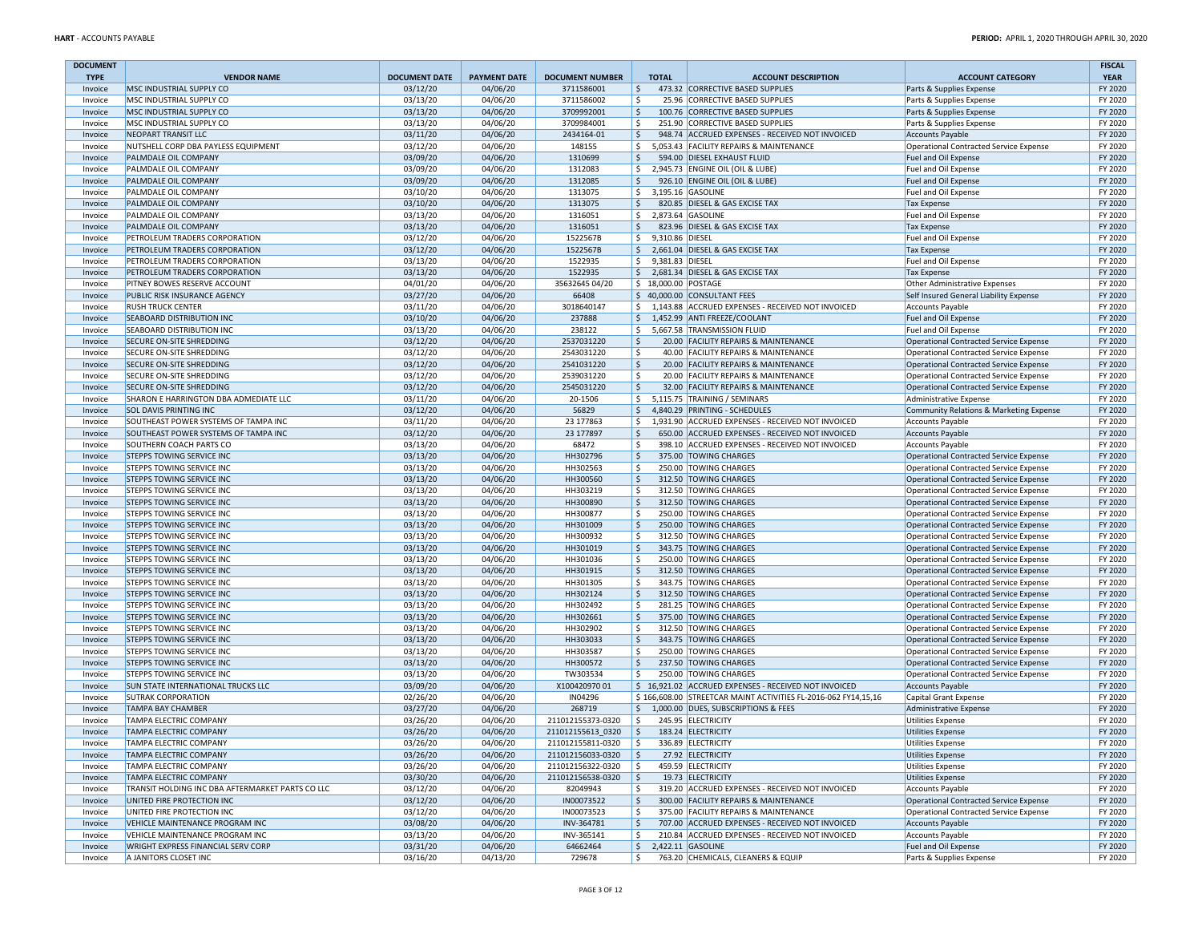| DOCUMENT TYPE | VENDOR NAME | DOCUMENT DATE | PAYMENT DATE | DOCUMENT NUMBER | TOTAL | ACCOUNT DESCRIPTION | ACCOUNT CATEGORY | FISCAL YEAR |
|---|---|---|---|---|---|---|---|---|
| Invoice | MSC INDUSTRIAL SUPPLY CO | 03/12/20 | 04/06/20 | 3711586001 | $ 473.32 | CORRECTIVE BASED SUPPLIES | Parts & Supplies Expense | FY 2020 |
| Invoice | MSC INDUSTRIAL SUPPLY CO | 03/13/20 | 04/06/20 | 3711586002 | $ 25.96 | CORRECTIVE BASED SUPPLIES | Parts & Supplies Expense | FY 2020 |
| Invoice | MSC INDUSTRIAL SUPPLY CO | 03/13/20 | 04/06/20 | 3709992001 | $ 100.76 | CORRECTIVE BASED SUPPLIES | Parts & Supplies Expense | FY 2020 |
| Invoice | MSC INDUSTRIAL SUPPLY CO | 03/13/20 | 04/06/20 | 3709984001 | $ 251.90 | CORRECTIVE BASED SUPPLIES | Parts & Supplies Expense | FY 2020 |
| Invoice | NEOPART TRANSIT LLC | 03/11/20 | 04/06/20 | 2434164-01 | $ 948.74 | ACCRUED EXPENSES - RECEIVED NOT INVOICED | Accounts Payable | FY 2020 |
| Invoice | NUTSHELL CORP DBA PAYLESS EQUIPMENT | 03/12/20 | 04/06/20 | 148155 | $ 5,053.43 | FACILITY REPAIRS & MAINTENANCE | Operational Contracted Service Expense | FY 2020 |
| Invoice | PALMDALE OIL COMPANY | 03/09/20 | 04/06/20 | 1310699 | $ 594.00 | DIESEL EXHAUST FLUID | Fuel and Oil Expense | FY 2020 |
| Invoice | PALMDALE OIL COMPANY | 03/09/20 | 04/06/20 | 1312083 | $ 2,945.73 | ENGINE OIL (OIL & LUBE) | Fuel and Oil Expense | FY 2020 |
| Invoice | PALMDALE OIL COMPANY | 03/09/20 | 04/06/20 | 1312085 | $ 926.10 | ENGINE OIL (OIL & LUBE) | Fuel and Oil Expense | FY 2020 |
| Invoice | PALMDALE OIL COMPANY | 03/10/20 | 04/06/20 | 1313075 | $ 3,195.16 | GASOLINE | Fuel and Oil Expense | FY 2020 |
| Invoice | PALMDALE OIL COMPANY | 03/10/20 | 04/06/20 | 1313075 | $ 820.85 | DIESEL & GAS EXCISE TAX | Tax Expense | FY 2020 |
| Invoice | PALMDALE OIL COMPANY | 03/13/20 | 04/06/20 | 1316051 | $ 2,873.64 | GASOLINE | Fuel and Oil Expense | FY 2020 |
| Invoice | PALMDALE OIL COMPANY | 03/13/20 | 04/06/20 | 1316051 | $ 823.96 | DIESEL & GAS EXCISE TAX | Tax Expense | FY 2020 |
| Invoice | PETROLEUM TRADERS CORPORATION | 03/12/20 | 04/06/20 | 1522567B | $ 9,310.86 | DIESEL | Fuel and Oil Expense | FY 2020 |
| Invoice | PETROLEUM TRADERS CORPORATION | 03/12/20 | 04/06/20 | 1522567B | $ 2,661.04 | DIESEL & GAS EXCISE TAX | Tax Expense | FY 2020 |
| Invoice | PETROLEUM TRADERS CORPORATION | 03/13/20 | 04/06/20 | 1522935 | $ 9,381.83 | DIESEL | Fuel and Oil Expense | FY 2020 |
| Invoice | PETROLEUM TRADERS CORPORATION | 03/13/20 | 04/06/20 | 1522935 | $ 2,681.34 | DIESEL & GAS EXCISE TAX | Tax Expense | FY 2020 |
| Invoice | PITNEY BOWES RESERVE ACCOUNT | 04/01/20 | 04/06/20 | 35632645 04/20 | $ 18,000.00 | POSTAGE | Other Administrative Expenses | FY 2020 |
| Invoice | PUBLIC RISK INSURANCE AGENCY | 03/27/20 | 04/06/20 | 66408 | $ 40,000.00 | CONSULTANT FEES | Self Insured General Liability Expense | FY 2020 |
| Invoice | RUSH TRUCK CENTER | 03/11/20 | 04/06/20 | 3018640147 | $ 1,143.88 | ACCRUED EXPENSES - RECEIVED NOT INVOICED | Accounts Payable | FY 2020 |
| Invoice | SEABOARD DISTRIBUTION INC | 03/10/20 | 04/06/20 | 237888 | $ 1,452.99 | ANTI FREEZE/COOLANT | Fuel and Oil Expense | FY 2020 |
| Invoice | SEABOARD DISTRIBUTION INC | 03/13/20 | 04/06/20 | 238122 | $ 5,667.58 | TRANSMISSION FLUID | Fuel and Oil Expense | FY 2020 |
| Invoice | SECURE ON-SITE SHREDDING | 03/12/20 | 04/06/20 | 2537031220 | $ 20.00 | FACILITY REPAIRS & MAINTENANCE | Operational Contracted Service Expense | FY 2020 |
| Invoice | SECURE ON-SITE SHREDDING | 03/12/20 | 04/06/20 | 2543031220 | $ 40.00 | FACILITY REPAIRS & MAINTENANCE | Operational Contracted Service Expense | FY 2020 |
| Invoice | SECURE ON-SITE SHREDDING | 03/12/20 | 04/06/20 | 2541031220 | $ 20.00 | FACILITY REPAIRS & MAINTENANCE | Operational Contracted Service Expense | FY 2020 |
| Invoice | SECURE ON-SITE SHREDDING | 03/12/20 | 04/06/20 | 2539031220 | $ 20.00 | FACILITY REPAIRS & MAINTENANCE | Operational Contracted Service Expense | FY 2020 |
| Invoice | SECURE ON-SITE SHREDDING | 03/12/20 | 04/06/20 | 2545031220 | $ 32.00 | FACILITY REPAIRS & MAINTENANCE | Operational Contracted Service Expense | FY 2020 |
| Invoice | SHARON E HARRINGTON DBA ADMEDIATE LLC | 03/11/20 | 04/06/20 | 20-1506 | $ 5,115.75 | TRAINING / SEMINARS | Administrative Expense | FY 2020 |
| Invoice | SOL DAVIS PRINTING INC | 03/12/20 | 04/06/20 | 56829 | $ 4,840.29 | PRINTING - SCHEDULES | Community Relations & Marketing Expense | FY 2020 |
| Invoice | SOUTHEAST POWER SYSTEMS OF TAMPA INC | 03/11/20 | 04/06/20 | 23 177863 | $ 1,931.90 | ACCRUED EXPENSES - RECEIVED NOT INVOICED | Accounts Payable | FY 2020 |
| Invoice | SOUTHEAST POWER SYSTEMS OF TAMPA INC | 03/12/20 | 04/06/20 | 23 177897 | $ 650.00 | ACCRUED EXPENSES - RECEIVED NOT INVOICED | Accounts Payable | FY 2020 |
| Invoice | SOUTHERN COACH PARTS CO | 03/13/20 | 04/06/20 | 68472 | $ 398.10 | ACCRUED EXPENSES - RECEIVED NOT INVOICED | Accounts Payable | FY 2020 |
| Invoice | STEPPS TOWING SERVICE INC | 03/13/20 | 04/06/20 | HH302796 | $ 375.00 | TOWING CHARGES | Operational Contracted Service Expense | FY 2020 |
| Invoice | STEPPS TOWING SERVICE INC | 03/13/20 | 04/06/20 | HH302563 | $ 250.00 | TOWING CHARGES | Operational Contracted Service Expense | FY 2020 |
| Invoice | STEPPS TOWING SERVICE INC | 03/13/20 | 04/06/20 | HH300560 | $ 312.50 | TOWING CHARGES | Operational Contracted Service Expense | FY 2020 |
| Invoice | STEPPS TOWING SERVICE INC | 03/13/20 | 04/06/20 | HH303219 | $ 312.50 | TOWING CHARGES | Operational Contracted Service Expense | FY 2020 |
| Invoice | STEPPS TOWING SERVICE INC | 03/13/20 | 04/06/20 | HH300890 | $ 312.50 | TOWING CHARGES | Operational Contracted Service Expense | FY 2020 |
| Invoice | STEPPS TOWING SERVICE INC | 03/13/20 | 04/06/20 | HH300877 | $ 250.00 | TOWING CHARGES | Operational Contracted Service Expense | FY 2020 |
| Invoice | STEPPS TOWING SERVICE INC | 03/13/20 | 04/06/20 | HH301009 | $ 250.00 | TOWING CHARGES | Operational Contracted Service Expense | FY 2020 |
| Invoice | STEPPS TOWING SERVICE INC | 03/13/20 | 04/06/20 | HH300932 | $ 312.50 | TOWING CHARGES | Operational Contracted Service Expense | FY 2020 |
| Invoice | STEPPS TOWING SERVICE INC | 03/13/20 | 04/06/20 | HH301019 | $ 343.75 | TOWING CHARGES | Operational Contracted Service Expense | FY 2020 |
| Invoice | STEPPS TOWING SERVICE INC | 03/13/20 | 04/06/20 | HH301036 | $ 250.00 | TOWING CHARGES | Operational Contracted Service Expense | FY 2020 |
| Invoice | STEPPS TOWING SERVICE INC | 03/13/20 | 04/06/20 | HH301915 | $ 312.50 | TOWING CHARGES | Operational Contracted Service Expense | FY 2020 |
| Invoice | STEPPS TOWING SERVICE INC | 03/13/20 | 04/06/20 | HH301305 | $ 343.75 | TOWING CHARGES | Operational Contracted Service Expense | FY 2020 |
| Invoice | STEPPS TOWING SERVICE INC | 03/13/20 | 04/06/20 | HH302124 | $ 312.50 | TOWING CHARGES | Operational Contracted Service Expense | FY 2020 |
| Invoice | STEPPS TOWING SERVICE INC | 03/13/20 | 04/06/20 | HH302492 | $ 281.25 | TOWING CHARGES | Operational Contracted Service Expense | FY 2020 |
| Invoice | STEPPS TOWING SERVICE INC | 03/13/20 | 04/06/20 | HH302661 | $ 375.00 | TOWING CHARGES | Operational Contracted Service Expense | FY 2020 |
| Invoice | STEPPS TOWING SERVICE INC | 03/13/20 | 04/06/20 | HH302902 | $ 312.50 | TOWING CHARGES | Operational Contracted Service Expense | FY 2020 |
| Invoice | STEPPS TOWING SERVICE INC | 03/13/20 | 04/06/20 | HH303033 | $ 343.75 | TOWING CHARGES | Operational Contracted Service Expense | FY 2020 |
| Invoice | STEPPS TOWING SERVICE INC | 03/13/20 | 04/06/20 | HH303587 | $ 250.00 | TOWING CHARGES | Operational Contracted Service Expense | FY 2020 |
| Invoice | STEPPS TOWING SERVICE INC | 03/13/20 | 04/06/20 | HH300572 | $ 237.50 | TOWING CHARGES | Operational Contracted Service Expense | FY 2020 |
| Invoice | STEPPS TOWING SERVICE INC | 03/13/20 | 04/06/20 | TW303534 | $ 250.00 | TOWING CHARGES | Operational Contracted Service Expense | FY 2020 |
| Invoice | SUN STATE INTERNATIONAL TRUCKS LLC | 03/09/20 | 04/06/20 | X100420970 01 | $ 16,921.02 | ACCRUED EXPENSES - RECEIVED NOT INVOICED | Accounts Payable | FY 2020 |
| Invoice | SUTRAK CORPORATION | 02/26/20 | 04/06/20 | IN04296 | $ 166,608.00 | STREETCAR MAINT ACTIVITIES FL-2016-062 FY14,15,16 | Capital Grant Expense | FY 2020 |
| Invoice | TAMPA BAY CHAMBER | 03/27/20 | 04/06/20 | 268719 | $ 1,000.00 | DUES, SUBSCRIPTIONS & FEES | Administrative Expense | FY 2020 |
| Invoice | TAMPA ELECTRIC COMPANY | 03/26/20 | 04/06/20 | 211012155373-0320 | $ 245.95 | ELECTRICITY | Utilities Expense | FY 2020 |
| Invoice | TAMPA ELECTRIC COMPANY | 03/26/20 | 04/06/20 | 211012155613_0320 | $ 183.24 | ELECTRICITY | Utilities Expense | FY 2020 |
| Invoice | TAMPA ELECTRIC COMPANY | 03/26/20 | 04/06/20 | 211012155811-0320 | $ 336.89 | ELECTRICITY | Utilities Expense | FY 2020 |
| Invoice | TAMPA ELECTRIC COMPANY | 03/26/20 | 04/06/20 | 211012156033-0320 | $ 27.92 | ELECTRICITY | Utilities Expense | FY 2020 |
| Invoice | TAMPA ELECTRIC COMPANY | 03/26/20 | 04/06/20 | 211012156322-0320 | $ 459.59 | ELECTRICITY | Utilities Expense | FY 2020 |
| Invoice | TAMPA ELECTRIC COMPANY | 03/30/20 | 04/06/20 | 211012156538-0320 | $ 19.73 | ELECTRICITY | Utilities Expense | FY 2020 |
| Invoice | TRANSIT HOLDING INC DBA AFTERMARKET PARTS CO LLC | 03/12/20 | 04/06/20 | 82049943 | $ 319.20 | ACCRUED EXPENSES - RECEIVED NOT INVOICED | Accounts Payable | FY 2020 |
| Invoice | UNITED FIRE PROTECTION INC | 03/12/20 | 04/06/20 | IN00073522 | $ 300.00 | FACILITY REPAIRS & MAINTENANCE | Operational Contracted Service Expense | FY 2020 |
| Invoice | UNITED FIRE PROTECTION INC | 03/12/20 | 04/06/20 | IN00073523 | $ 375.00 | FACILITY REPAIRS & MAINTENANCE | Operational Contracted Service Expense | FY 2020 |
| Invoice | VEHICLE MAINTENANCE PROGRAM INC | 03/08/20 | 04/06/20 | INV-364781 | $ 707.00 | ACCRUED EXPENSES - RECEIVED NOT INVOICED | Accounts Payable | FY 2020 |
| Invoice | VEHICLE MAINTENANCE PROGRAM INC | 03/13/20 | 04/06/20 | INV-365141 | $ 210.84 | ACCRUED EXPENSES - RECEIVED NOT INVOICED | Accounts Payable | FY 2020 |
| Invoice | WRIGHT EXPRESS FINANCIAL SERV CORP | 03/31/20 | 04/06/20 | 64662464 | $ 2,422.11 | GASOLINE | Fuel and Oil Expense | FY 2020 |
| Invoice | A JANITORS CLOSET INC | 03/16/20 | 04/13/20 | 729678 | $ 763.20 | CHEMICALS, CLEANERS & EQUIP | Parts & Supplies Expense | FY 2020 |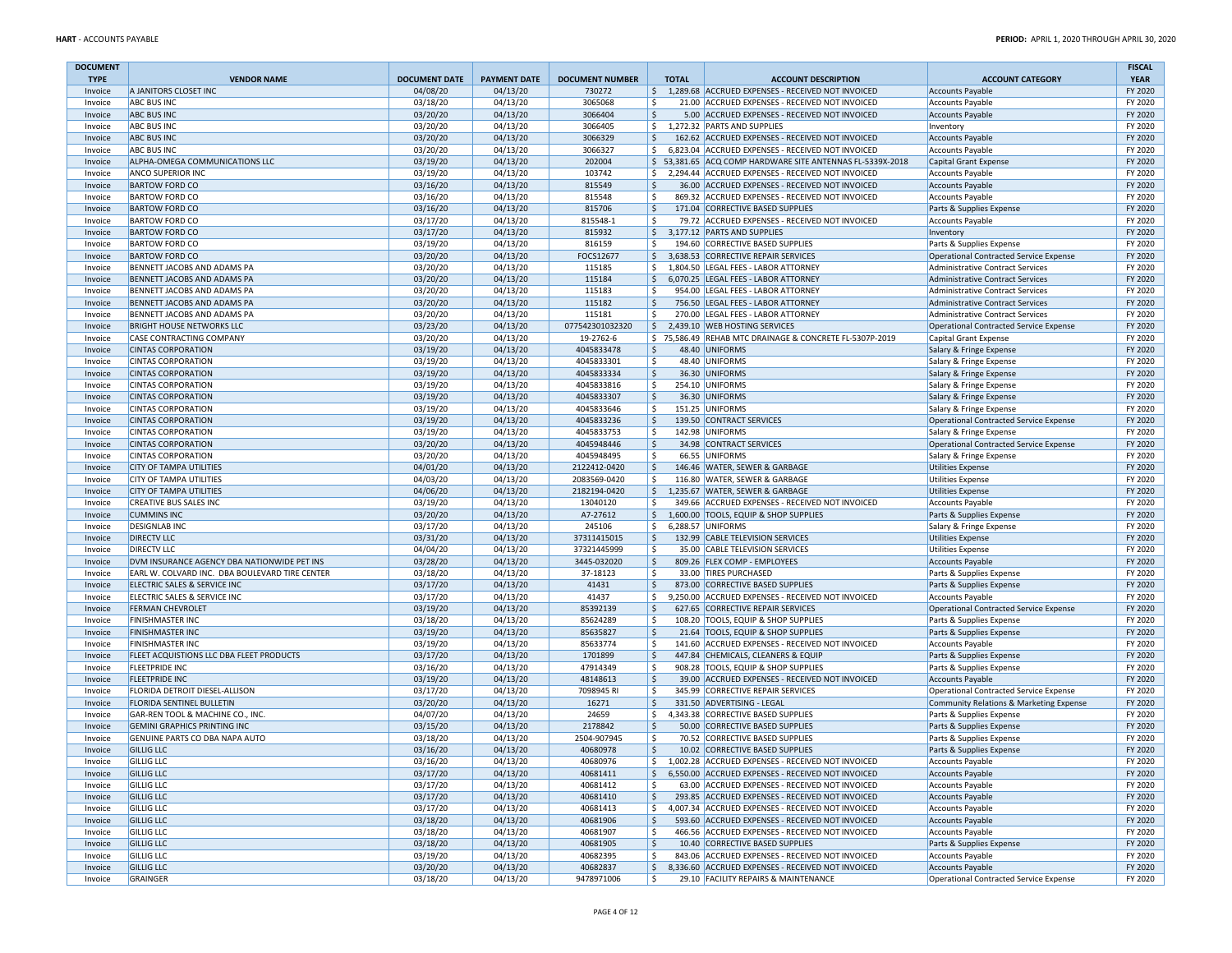| DOCUMENT TYPE | VENDOR NAME | DOCUMENT DATE | PAYMENT DATE | DOCUMENT NUMBER | TOTAL | ACCOUNT DESCRIPTION | ACCOUNT CATEGORY | FISCAL YEAR |
|---|---|---|---|---|---|---|---|---|
| Invoice | A JANITORS CLOSET INC | 04/08/20 | 04/13/20 | 730272 | $ 1,289.68 | ACCRUED EXPENSES - RECEIVED NOT INVOICED | Accounts Payable | FY 2020 |
| Invoice | ABC BUS INC | 03/18/20 | 04/13/20 | 3065068 | $ 21.00 | ACCRUED EXPENSES - RECEIVED NOT INVOICED | Accounts Payable | FY 2020 |
| Invoice | ABC BUS INC | 03/20/20 | 04/13/20 | 3066404 | $ 5.00 | ACCRUED EXPENSES - RECEIVED NOT INVOICED | Accounts Payable | FY 2020 |
| Invoice | ABC BUS INC | 03/20/20 | 04/13/20 | 3066405 | $ 1,272.32 | PARTS AND SUPPLIES | Inventory | FY 2020 |
| Invoice | ABC BUS INC | 03/20/20 | 04/13/20 | 3066329 | $ 162.62 | ACCRUED EXPENSES - RECEIVED NOT INVOICED | Accounts Payable | FY 2020 |
| Invoice | ABC BUS INC | 03/20/20 | 04/13/20 | 3066327 | $ 6,823.04 | ACCRUED EXPENSES - RECEIVED NOT INVOICED | Accounts Payable | FY 2020 |
| Invoice | ALPHA-OMEGA COMMUNICATIONS LLC | 03/19/20 | 04/13/20 | 202004 | $ 53,381.65 | ACQ COMP HARDWARE SITE ANTENNAS FL-5339X-2018 | Capital Grant Expense | FY 2020 |
| Invoice | ANCO SUPERIOR INC | 03/19/20 | 04/13/20 | 103742 | $ 2,294.44 | ACCRUED EXPENSES - RECEIVED NOT INVOICED | Accounts Payable | FY 2020 |
| Invoice | BARTOW FORD CO | 03/16/20 | 04/13/20 | 815549 | $ 36.00 | ACCRUED EXPENSES - RECEIVED NOT INVOICED | Accounts Payable | FY 2020 |
| Invoice | BARTOW FORD CO | 03/16/20 | 04/13/20 | 815548 | $ 869.32 | ACCRUED EXPENSES - RECEIVED NOT INVOICED | Accounts Payable | FY 2020 |
| Invoice | BARTOW FORD CO | 03/16/20 | 04/13/20 | 815706 | $ 171.04 | CORRECTIVE BASED SUPPLIES | Parts & Supplies Expense | FY 2020 |
| Invoice | BARTOW FORD CO | 03/17/20 | 04/13/20 | 815548-1 | $ 79.72 | ACCRUED EXPENSES - RECEIVED NOT INVOICED | Accounts Payable | FY 2020 |
| Invoice | BARTOW FORD CO | 03/17/20 | 04/13/20 | 815932 | $ 3,177.12 | PARTS AND SUPPLIES | Inventory | FY 2020 |
| Invoice | BARTOW FORD CO | 03/19/20 | 04/13/20 | 816159 | $ 194.60 | CORRECTIVE BASED SUPPLIES | Parts & Supplies Expense | FY 2020 |
| Invoice | BARTOW FORD CO | 03/20/20 | 04/13/20 | FOCS12677 | $ 3,638.53 | CORRECTIVE REPAIR SERVICES | Operational Contracted Service Expense | FY 2020 |
| Invoice | BENNETT JACOBS AND ADAMS PA | 03/20/20 | 04/13/20 | 115185 | $ 1,804.50 | LEGAL FEES - LABOR ATTORNEY | Administrative Contract Services | FY 2020 |
| Invoice | BENNETT JACOBS AND ADAMS PA | 03/20/20 | 04/13/20 | 115184 | $ 6,070.25 | LEGAL FEES - LABOR ATTORNEY | Administrative Contract Services | FY 2020 |
| Invoice | BENNETT JACOBS AND ADAMS PA | 03/20/20 | 04/13/20 | 115183 | $ 954.00 | LEGAL FEES - LABOR ATTORNEY | Administrative Contract Services | FY 2020 |
| Invoice | BENNETT JACOBS AND ADAMS PA | 03/20/20 | 04/13/20 | 115182 | $ 756.50 | LEGAL FEES - LABOR ATTORNEY | Administrative Contract Services | FY 2020 |
| Invoice | BENNETT JACOBS AND ADAMS PA | 03/20/20 | 04/13/20 | 115181 | $ 270.00 | LEGAL FEES - LABOR ATTORNEY | Administrative Contract Services | FY 2020 |
| Invoice | BRIGHT HOUSE NETWORKS LLC | 03/23/20 | 04/13/20 | 077542301032320 | $ 2,439.10 | WEB HOSTING SERVICES | Operational Contracted Service Expense | FY 2020 |
| Invoice | CASE CONTRACTING COMPANY | 03/20/20 | 04/13/20 | 19-2762-6 | $ 75,586.49 | REHAB MTC DRAINAGE & CONCRETE FL-5307P-2019 | Capital Grant Expense | FY 2020 |
| Invoice | CINTAS CORPORATION | 03/19/20 | 04/13/20 | 4045833478 | $ 48.40 | UNIFORMS | Salary & Fringe Expense | FY 2020 |
| Invoice | CINTAS CORPORATION | 03/19/20 | 04/13/20 | 4045833301 | $ 48.40 | UNIFORMS | Salary & Fringe Expense | FY 2020 |
| Invoice | CINTAS CORPORATION | 03/19/20 | 04/13/20 | 4045833334 | $ 36.30 | UNIFORMS | Salary & Fringe Expense | FY 2020 |
| Invoice | CINTAS CORPORATION | 03/19/20 | 04/13/20 | 4045833816 | $ 254.10 | UNIFORMS | Salary & Fringe Expense | FY 2020 |
| Invoice | CINTAS CORPORATION | 03/19/20 | 04/13/20 | 4045833307 | $ 36.30 | UNIFORMS | Salary & Fringe Expense | FY 2020 |
| Invoice | CINTAS CORPORATION | 03/19/20 | 04/13/20 | 4045833646 | $ 151.25 | UNIFORMS | Salary & Fringe Expense | FY 2020 |
| Invoice | CINTAS CORPORATION | 03/19/20 | 04/13/20 | 4045833236 | $ 139.50 | CONTRACT SERVICES | Operational Contracted Service Expense | FY 2020 |
| Invoice | CINTAS CORPORATION | 03/19/20 | 04/13/20 | 4045833753 | $ 142.98 | UNIFORMS | Salary & Fringe Expense | FY 2020 |
| Invoice | CINTAS CORPORATION | 03/20/20 | 04/13/20 | 4045948446 | $ 34.98 | CONTRACT SERVICES | Operational Contracted Service Expense | FY 2020 |
| Invoice | CINTAS CORPORATION | 03/20/20 | 04/13/20 | 4045948495 | $ 66.55 | UNIFORMS | Salary & Fringe Expense | FY 2020 |
| Invoice | CITY OF TAMPA UTILITIES | 04/01/20 | 04/13/20 | 2122412-0420 | $ 146.46 | WATER, SEWER & GARBAGE | Utilities Expense | FY 2020 |
| Invoice | CITY OF TAMPA UTILITIES | 04/03/20 | 04/13/20 | 2083569-0420 | $ 116.80 | WATER, SEWER & GARBAGE | Utilities Expense | FY 2020 |
| Invoice | CITY OF TAMPA UTILITIES | 04/06/20 | 04/13/20 | 2182194-0420 | $ 1,235.67 | WATER, SEWER & GARBAGE | Utilities Expense | FY 2020 |
| Invoice | CREATIVE BUS SALES INC | 03/19/20 | 04/13/20 | 13040120 | $ 349.66 | ACCRUED EXPENSES - RECEIVED NOT INVOICED | Accounts Payable | FY 2020 |
| Invoice | CUMMINS INC | 03/20/20 | 04/13/20 | A7-27612 | $ 1,600.00 | TOOLS, EQUIP & SHOP SUPPLIES | Parts & Supplies Expense | FY 2020 |
| Invoice | DESIGNLAB INC | 03/17/20 | 04/13/20 | 245106 | $ 6,288.57 | UNIFORMS | Salary & Fringe Expense | FY 2020 |
| Invoice | DIRECTV LLC | 03/31/20 | 04/13/20 | 37311415015 | $ 132.99 | CABLE TELEVISION SERVICES | Utilities Expense | FY 2020 |
| Invoice | DIRECTV LLC | 04/04/20 | 04/13/20 | 37321445999 | $ 35.00 | CABLE TELEVISION SERVICES | Utilities Expense | FY 2020 |
| Invoice | DVM INSURANCE AGENCY DBA NATIONWIDE PET INS | 03/28/20 | 04/13/20 | 3445-032020 | $ 809.26 | FLEX COMP - EMPLOYEES | Accounts Payable | FY 2020 |
| Invoice | EARL W. COLVARD INC. DBA BOULEVARD TIRE CENTER | 03/18/20 | 04/13/20 | 37-18123 | $ 33.00 | TIRES PURCHASED | Parts & Supplies Expense | FY 2020 |
| Invoice | ELECTRIC SALES & SERVICE INC | 03/17/20 | 04/13/20 | 41431 | $ 873.00 | CORRECTIVE BASED SUPPLIES | Parts & Supplies Expense | FY 2020 |
| Invoice | ELECTRIC SALES & SERVICE INC | 03/17/20 | 04/13/20 | 41437 | $ 9,250.00 | ACCRUED EXPENSES - RECEIVED NOT INVOICED | Accounts Payable | FY 2020 |
| Invoice | FERMAN CHEVROLET | 03/19/20 | 04/13/20 | 85392139 | $ 627.65 | CORRECTIVE REPAIR SERVICES | Operational Contracted Service Expense | FY 2020 |
| Invoice | FINISHMASTER INC | 03/18/20 | 04/13/20 | 85624289 | $ 108.20 | TOOLS, EQUIP & SHOP SUPPLIES | Parts & Supplies Expense | FY 2020 |
| Invoice | FINISHMASTER INC | 03/19/20 | 04/13/20 | 85635827 | $ 21.64 | TOOLS, EQUIP & SHOP SUPPLIES | Parts & Supplies Expense | FY 2020 |
| Invoice | FINISHMASTER INC | 03/19/20 | 04/13/20 | 85633774 | $ 141.60 | ACCRUED EXPENSES - RECEIVED NOT INVOICED | Accounts Payable | FY 2020 |
| Invoice | FLEET ACQUISTIONS LLC DBA FLEET PRODUCTS | 03/17/20 | 04/13/20 | 1701899 | $ 447.84 | CHEMICALS, CLEANERS & EQUIP | Parts & Supplies Expense | FY 2020 |
| Invoice | FLEETPRIDE INC | 03/16/20 | 04/13/20 | 47914349 | $ 908.28 | TOOLS, EQUIP & SHOP SUPPLIES | Parts & Supplies Expense | FY 2020 |
| Invoice | FLEETPRIDE INC | 03/19/20 | 04/13/20 | 48148613 | $ 39.00 | ACCRUED EXPENSES - RECEIVED NOT INVOICED | Accounts Payable | FY 2020 |
| Invoice | FLORIDA DETROIT DIESEL-ALLISON | 03/17/20 | 04/13/20 | 7098945 RI | $ 345.99 | CORRECTIVE REPAIR SERVICES | Operational Contracted Service Expense | FY 2020 |
| Invoice | FLORIDA SENTINEL BULLETIN | 03/20/20 | 04/13/20 | 16271 | $ 331.50 | ADVERTISING - LEGAL | Community Relations & Marketing Expense | FY 2020 |
| Invoice | GAR-REN TOOL & MACHINE CO., INC. | 04/07/20 | 04/13/20 | 24659 | $ 4,343.38 | CORRECTIVE BASED SUPPLIES | Parts & Supplies Expense | FY 2020 |
| Invoice | GEMINI GRAPHICS PRINTING INC | 03/15/20 | 04/13/20 | 2178842 | $ 50.00 | CORRECTIVE BASED SUPPLIES | Parts & Supplies Expense | FY 2020 |
| Invoice | GENUINE PARTS CO DBA NAPA AUTO | 03/18/20 | 04/13/20 | 2504-907945 | $ 70.52 | CORRECTIVE BASED SUPPLIES | Parts & Supplies Expense | FY 2020 |
| Invoice | GILLIG LLC | 03/16/20 | 04/13/20 | 40680978 | $ 10.02 | CORRECTIVE BASED SUPPLIES | Parts & Supplies Expense | FY 2020 |
| Invoice | GILLIG LLC | 03/16/20 | 04/13/20 | 40680976 | $ 1,002.28 | ACCRUED EXPENSES - RECEIVED NOT INVOICED | Accounts Payable | FY 2020 |
| Invoice | GILLIG LLC | 03/17/20 | 04/13/20 | 40681411 | $ 6,550.00 | ACCRUED EXPENSES - RECEIVED NOT INVOICED | Accounts Payable | FY 2020 |
| Invoice | GILLIG LLC | 03/17/20 | 04/13/20 | 40681412 | $ 63.00 | ACCRUED EXPENSES - RECEIVED NOT INVOICED | Accounts Payable | FY 2020 |
| Invoice | GILLIG LLC | 03/17/20 | 04/13/20 | 40681410 | $ 293.85 | ACCRUED EXPENSES - RECEIVED NOT INVOICED | Accounts Payable | FY 2020 |
| Invoice | GILLIG LLC | 03/17/20 | 04/13/20 | 40681413 | $ 4,007.34 | ACCRUED EXPENSES - RECEIVED NOT INVOICED | Accounts Payable | FY 2020 |
| Invoice | GILLIG LLC | 03/18/20 | 04/13/20 | 40681906 | $ 593.60 | ACCRUED EXPENSES - RECEIVED NOT INVOICED | Accounts Payable | FY 2020 |
| Invoice | GILLIG LLC | 03/18/20 | 04/13/20 | 40681907 | $ 466.56 | ACCRUED EXPENSES - RECEIVED NOT INVOICED | Accounts Payable | FY 2020 |
| Invoice | GILLIG LLC | 03/18/20 | 04/13/20 | 40681905 | $ 10.40 | CORRECTIVE BASED SUPPLIES | Parts & Supplies Expense | FY 2020 |
| Invoice | GILLIG LLC | 03/19/20 | 04/13/20 | 40682395 | $ 843.06 | ACCRUED EXPENSES - RECEIVED NOT INVOICED | Accounts Payable | FY 2020 |
| Invoice | GILLIG LLC | 03/20/20 | 04/13/20 | 40682837 | $ 8,336.60 | ACCRUED EXPENSES - RECEIVED NOT INVOICED | Accounts Payable | FY 2020 |
| Invoice | GRAINGER | 03/18/20 | 04/13/20 | 9478971006 | $ 29.10 | FACILITY REPAIRS & MAINTENANCE | Operational Contracted Service Expense | FY 2020 |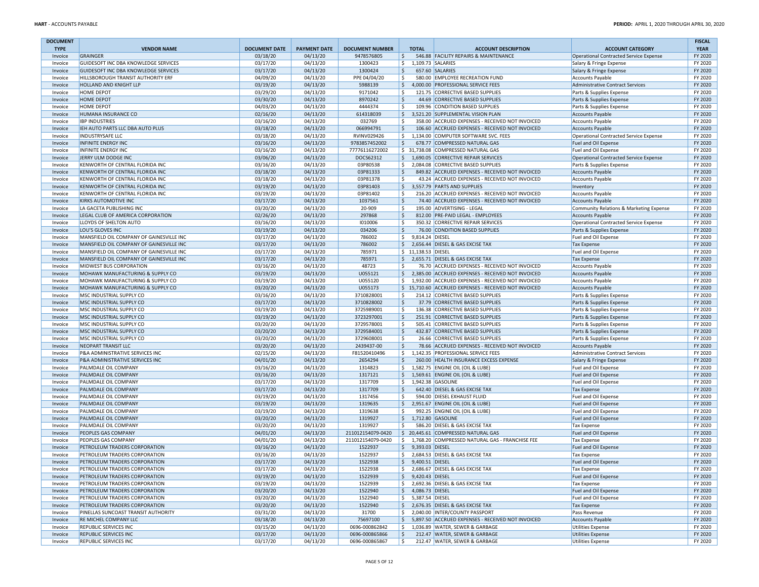| DOCUMENT TYPE | VENDOR NAME | DOCUMENT DATE | PAYMENT DATE | DOCUMENT NUMBER | TOTAL | ACCOUNT DESCRIPTION | ACCOUNT CATEGORY | FISCAL YEAR |
|---|---|---|---|---|---|---|---|---|
| Invoice | GRAINGER | 03/18/20 | 04/13/20 | 9478576805 | $ 546.88 | FACILITY REPAIRS & MAINTENANCE | Operational Contracted Service Expense | FY 2020 |
| Invoice | GUIDESOFT INC DBA KNOWLEDGE SERVICES | 03/17/20 | 04/13/20 | 1300423 | $ 1,109.73 | SALARIES | Salary & Fringe Expense | FY 2020 |
| Invoice | GUIDESOFT INC DBA KNOWLEDGE SERVICES | 03/17/20 | 04/13/20 | 1300424 | $ 657.60 | SALARIES | Salary & Fringe Expense | FY 2020 |
| Invoice | HILLSBOROUGH TRANSIT AUTHORITY ERF | 04/09/20 | 04/13/20 | PPE 04/04/20 | $ 580.00 | EMPLOYEE RECREATION FUND | Accounts Payable | FY 2020 |
| Invoice | HOLLAND AND KNIGHT LLP | 03/19/20 | 04/13/20 | 5988139 | $ 4,000.00 | PROFESSIONAL SERVICE FEES | Administrative Contract Services | FY 2020 |
| Invoice | HOME DEPOT | 03/29/20 | 04/13/20 | 9171042 | $ 121.75 | CORRECTIVE BASED SUPPLIES | Parts & Supplies Expense | FY 2020 |
| Invoice | HOME DEPOT | 03/30/20 | 04/13/20 | 8970242 | $ 44.69 | CORRECTIVE BASED SUPPLIES | Parts & Supplies Expense | FY 2020 |
| Invoice | HOME DEPOT | 04/03/20 | 04/13/20 | 4444374 | $ 109.96 | CONDITION BASED SUPPLIES | Parts & Supplies Expense | FY 2020 |
| Invoice | HUMANA INSURANCE CO | 02/16/20 | 04/13/20 | 614318039 | $ 3,521.20 | SUPPLEMENTAL VISION PLAN | Accounts Payable | FY 2020 |
| Invoice | IBP INDUSTRIES | 03/16/20 | 04/13/20 | 032769 | $ 358.00 | ACCRUED EXPENSES - RECEIVED NOT INVOICED | Accounts Payable | FY 2020 |
| Invoice | IEH AUTO PARTS LLC DBA AUTO PLUS | 03/18/20 | 04/13/20 | 066994791 | $ 106.60 | ACCRUED EXPENSES - RECEIVED NOT INVOICED | Accounts Payable | FY 2020 |
| Invoice | INDUSTRYSAFE LLC | 03/18/20 | 04/13/20 | RVINV029426 | $ 1,134.00 | COMPUTER SOFTWARE SVC. FEES | Operational Contracted Service Expense | FY 2020 |
| Invoice | INFINITE ENERGY INC | 03/16/20 | 04/13/20 | 9783857452002 | $ 678.77 | COMPRESSED NATURAL GAS | Fuel and Oil Expense | FY 2020 |
| Invoice | INFINITE ENERGY INC | 03/16/20 | 04/13/20 | 77776116272002 | $ 31,738.08 | COMPRESSED NATURAL GAS | Fuel and Oil Expense | FY 2020 |
| Invoice | JERRY ULM DODGE INC | 03/06/20 | 04/13/20 | DOCS62312 | $ 1,690.05 | CORRECTIVE REPAIR SERVICES | Operational Contracted Service Expense | FY 2020 |
| Invoice | KENWORTH OF CENTRAL FLORIDA INC | 03/16/20 | 04/13/20 | 03P80538 | $ 2,084.08 | CORRECTIVE BASED SUPPLIES | Parts & Supplies Expense | FY 2020 |
| Invoice | KENWORTH OF CENTRAL FLORIDA INC | 03/18/20 | 04/13/20 | 03P81333 | $ 849.82 | ACCRUED EXPENSES - RECEIVED NOT INVOICED | Accounts Payable | FY 2020 |
| Invoice | KENWORTH OF CENTRAL FLORIDA INC | 03/18/20 | 04/13/20 | 03P81378 | $ 43.24 | ACCRUED EXPENSES - RECEIVED NOT INVOICED | Accounts Payable | FY 2020 |
| Invoice | KENWORTH OF CENTRAL FLORIDA INC | 03/19/20 | 04/13/20 | 03P81403 | $ 3,557.79 | PARTS AND SUPPLIES | Inventory | FY 2020 |
| Invoice | KENWORTH OF CENTRAL FLORIDA INC | 03/19/20 | 04/13/20 | 03P81402 | $ 216.20 | ACCRUED EXPENSES - RECEIVED NOT INVOICED | Accounts Payable | FY 2020 |
| Invoice | KIRKS AUTOMOTIVE INC | 03/17/20 | 04/13/20 | 1037561 | $ 74.40 | ACCRUED EXPENSES - RECEIVED NOT INVOICED | Accounts Payable | FY 2020 |
| Invoice | LA GACETA PUBLISHING INC | 03/20/20 | 04/13/20 | 20-909 | $ 195.00 | ADVERTISING - LEGAL | Community Relations & Marketing Expense | FY 2020 |
| Invoice | LEGAL CLUB OF AMERICA CORPORATION | 02/26/20 | 04/13/20 | 297868 | $ 812.00 | PRE-PAID LEGAL - EMPLOYEES | Accounts Payable | FY 2020 |
| Invoice | LLOYDS OF SHELTON AUTO | 03/16/20 | 04/13/20 | I010006 | $ 350.32 | CORRECTIVE REPAIR SERVICES | Operational Contracted Service Expense | FY 2020 |
| Invoice | LOU'S GLOVES INC | 03/19/20 | 04/13/20 | 034206 | $ 76.00 | CONDITION BASED SUPPLIES | Parts & Supplies Expense | FY 2020 |
| Invoice | MANSFIELD OIL COMPANY OF GAINESVILLE INC | 03/17/20 | 04/13/20 | 786002 | $ 9,814.24 | DIESEL | Fuel and Oil Expense | FY 2020 |
| Invoice | MANSFIELD OIL COMPANY OF GAINESVILLE INC | 03/17/20 | 04/13/20 | 786002 | $ 2,656.44 | DIESEL & GAS EXCISE TAX | Tax Expense | FY 2020 |
| Invoice | MANSFIELD OIL COMPANY OF GAINESVILLE INC | 03/17/20 | 04/13/20 | 785971 | $ 11,138.53 | DIESEL | Fuel and Oil Expense | FY 2020 |
| Invoice | MANSFIELD OIL COMPANY OF GAINESVILLE INC | 03/17/20 | 04/13/20 | 785971 | $ 2,655.71 | DIESEL & GAS EXCISE TAX | Tax Expense | FY 2020 |
| Invoice | MIDWEST BUS CORPORATION | 03/16/20 | 04/13/20 | 48723 | $ 76.70 | ACCRUED EXPENSES - RECEIVED NOT INVOICED | Accounts Payable | FY 2020 |
| Invoice | MOHAWK MANUFACTURING & SUPPLY CO | 03/19/20 | 04/13/20 | U055121 | $ 2,385.00 | ACCRUED EXPENSES - RECEIVED NOT INVOICED | Accounts Payable | FY 2020 |
| Invoice | MOHAWK MANUFACTURING & SUPPLY CO | 03/19/20 | 04/13/20 | U055120 | $ 1,932.00 | ACCRUED EXPENSES - RECEIVED NOT INVOICED | Accounts Payable | FY 2020 |
| Invoice | MOHAWK MANUFACTURING & SUPPLY CO | 03/20/20 | 04/13/20 | U055173 | $ 15,710.60 | ACCRUED EXPENSES - RECEIVED NOT INVOICED | Accounts Payable | FY 2020 |
| Invoice | MSC INDUSTRIAL SUPPLY CO | 03/16/20 | 04/13/20 | 3710828001 | $ 214.12 | CORRECTIVE BASED SUPPLIES | Parts & Supplies Expense | FY 2020 |
| Invoice | MSC INDUSTRIAL SUPPLY CO | 03/17/20 | 04/13/20 | 3710828002 | $ 37.79 | CORRECTIVE BASED SUPPLIES | Parts & Supplies Expense | FY 2020 |
| Invoice | MSC INDUSTRIAL SUPPLY CO | 03/19/20 | 04/13/20 | 3725989001 | $ 136.38 | CORRECTIVE BASED SUPPLIES | Parts & Supplies Expense | FY 2020 |
| Invoice | MSC INDUSTRIAL SUPPLY CO | 03/19/20 | 04/13/20 | 3723297001 | $ 251.91 | CORRECTIVE BASED SUPPLIES | Parts & Supplies Expense | FY 2020 |
| Invoice | MSC INDUSTRIAL SUPPLY CO | 03/20/20 | 04/13/20 | 3729578001 | $ 505.41 | CORRECTIVE BASED SUPPLIES | Parts & Supplies Expense | FY 2020 |
| Invoice | MSC INDUSTRIAL SUPPLY CO | 03/20/20 | 04/13/20 | 3729584001 | $ 432.87 | CORRECTIVE BASED SUPPLIES | Parts & Supplies Expense | FY 2020 |
| Invoice | MSC INDUSTRIAL SUPPLY CO | 03/20/20 | 04/13/20 | 3729608001 | $ 26.66 | CORRECTIVE BASED SUPPLIES | Parts & Supplies Expense | FY 2020 |
| Invoice | NEOPART TRANSIT LLC | 03/20/20 | 04/13/20 | 2439437-00 | $ 78.66 | ACCRUED EXPENSES - RECEIVED NOT INVOICED | Accounts Payable | FY 2020 |
| Invoice | P&A ADMINISTRATIVE SERVICES INC | 02/15/20 | 04/13/20 | F81520410496 | $ 1,142.35 | PROFESSIONAL SERVICE FEES | Administrative Contract Services | FY 2020 |
| Invoice | P&A ADMINISTRATIVE SERVICES INC | 04/01/20 | 04/13/20 | 2654294 | $ 260.00 | HEALTH INSURANCE EXCESS EXPENSE | Salary & Fringe Expense | FY 2020 |
| Invoice | PALMDALE OIL COMPANY | 03/16/20 | 04/13/20 | 1314823 | $ 1,582.75 | ENGINE OIL (OIL & LUBE) | Fuel and Oil Expense | FY 2020 |
| Invoice | PALMDALE OIL COMPANY | 03/16/20 | 04/13/20 | 1317121 | $ 1,569.61 | ENGINE OIL (OIL & LUBE) | Fuel and Oil Expense | FY 2020 |
| Invoice | PALMDALE OIL COMPANY | 03/17/20 | 04/13/20 | 1317709 | $ 1,942.38 | GASOLINE | Fuel and Oil Expense | FY 2020 |
| Invoice | PALMDALE OIL COMPANY | 03/17/20 | 04/13/20 | 1317709 | $ 642.40 | DIESEL & GAS EXCISE TAX | Tax Expense | FY 2020 |
| Invoice | PALMDALE OIL COMPANY | 03/19/20 | 04/13/20 | 1317456 | $ 594.00 | DIESEL EXHAUST FLUID | Fuel and Oil Expense | FY 2020 |
| Invoice | PALMDALE OIL COMPANY | 03/19/20 | 04/13/20 | 1319635 | $ 2,951.67 | ENGINE OIL (OIL & LUBE) | Fuel and Oil Expense | FY 2020 |
| Invoice | PALMDALE OIL COMPANY | 03/19/20 | 04/13/20 | 1319638 | $ 992.25 | ENGINE OIL (OIL & LUBE) | Fuel and Oil Expense | FY 2020 |
| Invoice | PALMDALE OIL COMPANY | 03/20/20 | 04/13/20 | 1319927 | $ 1,712.80 | GASOLINE | Fuel and Oil Expense | FY 2020 |
| Invoice | PALMDALE OIL COMPANY | 03/20/20 | 04/13/20 | 1319927 | $ 586.20 | DIESEL & GAS EXCISE TAX | Tax Expense | FY 2020 |
| Invoice | PEOPLES GAS COMPANY | 04/01/20 | 04/13/20 | 211012154079-0420 | $ 20,445.61 | COMPRESSED NATURAL GAS | Fuel and Oil Expense | FY 2020 |
| Invoice | PEOPLES GAS COMPANY | 04/01/20 | 04/13/20 | 211012154079-0420 | $ 1,768.20 | COMPRESSED NATURAL GAS - FRANCHISE FEE | Tax Expense | FY 2020 |
| Invoice | PETROLEUM TRADERS CORPORATION | 03/16/20 | 04/13/20 | 1522937 | $ 9,393.03 | DIESEL | Fuel and Oil Expense | FY 2020 |
| Invoice | PETROLEUM TRADERS CORPORATION | 03/16/20 | 04/13/20 | 1522937 | $ 2,684.53 | DIESEL & GAS EXCISE TAX | Tax Expense | FY 2020 |
| Invoice | PETROLEUM TRADERS CORPORATION | 03/17/20 | 04/13/20 | 1522938 | $ 9,400.51 | DIESEL | Fuel and Oil Expense | FY 2020 |
| Invoice | PETROLEUM TRADERS CORPORATION | 03/17/20 | 04/13/20 | 1522938 | $ 2,686.67 | DIESEL & GAS EXCISE TAX | Tax Expense | FY 2020 |
| Invoice | PETROLEUM TRADERS CORPORATION | 03/19/20 | 04/13/20 | 1522939 | $ 9,420.43 | DIESEL | Fuel and Oil Expense | FY 2020 |
| Invoice | PETROLEUM TRADERS CORPORATION | 03/19/20 | 04/13/20 | 1522939 | $ 2,692.36 | DIESEL & GAS EXCISE TAX | Tax Expense | FY 2020 |
| Invoice | PETROLEUM TRADERS CORPORATION | 03/20/20 | 04/13/20 | 1522940 | $ 4,086.73 | DIESEL | Fuel and Oil Expense | FY 2020 |
| Invoice | PETROLEUM TRADERS CORPORATION | 03/20/20 | 04/13/20 | 1522940 | $ 5,387.54 | DIESEL | Fuel and Oil Expense | FY 2020 |
| Invoice | PETROLEUM TRADERS CORPORATION | 03/20/20 | 04/13/20 | 1522940 | $ 2,676.35 | DIESEL & GAS EXCISE TAX | Tax Expense | FY 2020 |
| Invoice | PINELLAS SUNCOAST TRANSIT AUTHORITY | 03/31/20 | 04/13/20 | 31700 | $ 2,040.00 | INTER/COUNTY PASSPORT | Pass Revenue | FY 2020 |
| Invoice | RE MICHEL COMPANY LLC | 03/18/20 | 04/13/20 | 75697100 | $ 5,897.50 | ACCRUED EXPENSES - RECEIVED NOT INVOICED | Accounts Payable | FY 2020 |
| Invoice | REPUBLIC SERVICES INC | 03/15/20 | 04/13/20 | 0696-000862842 | $ 1,036.89 | WATER, SEWER & GARBAGE | Utilities Expense | FY 2020 |
| Invoice | REPUBLIC SERVICES INC | 03/17/20 | 04/13/20 | 0696-000865866 | $ 212.47 | WATER, SEWER & GARBAGE | Utilities Expense | FY 2020 |
| Invoice | REPUBLIC SERVICES INC | 03/17/20 | 04/13/20 | 0696-000865867 | $ 212.47 | WATER, SEWER & GARBAGE | Utilities Expense | FY 2020 |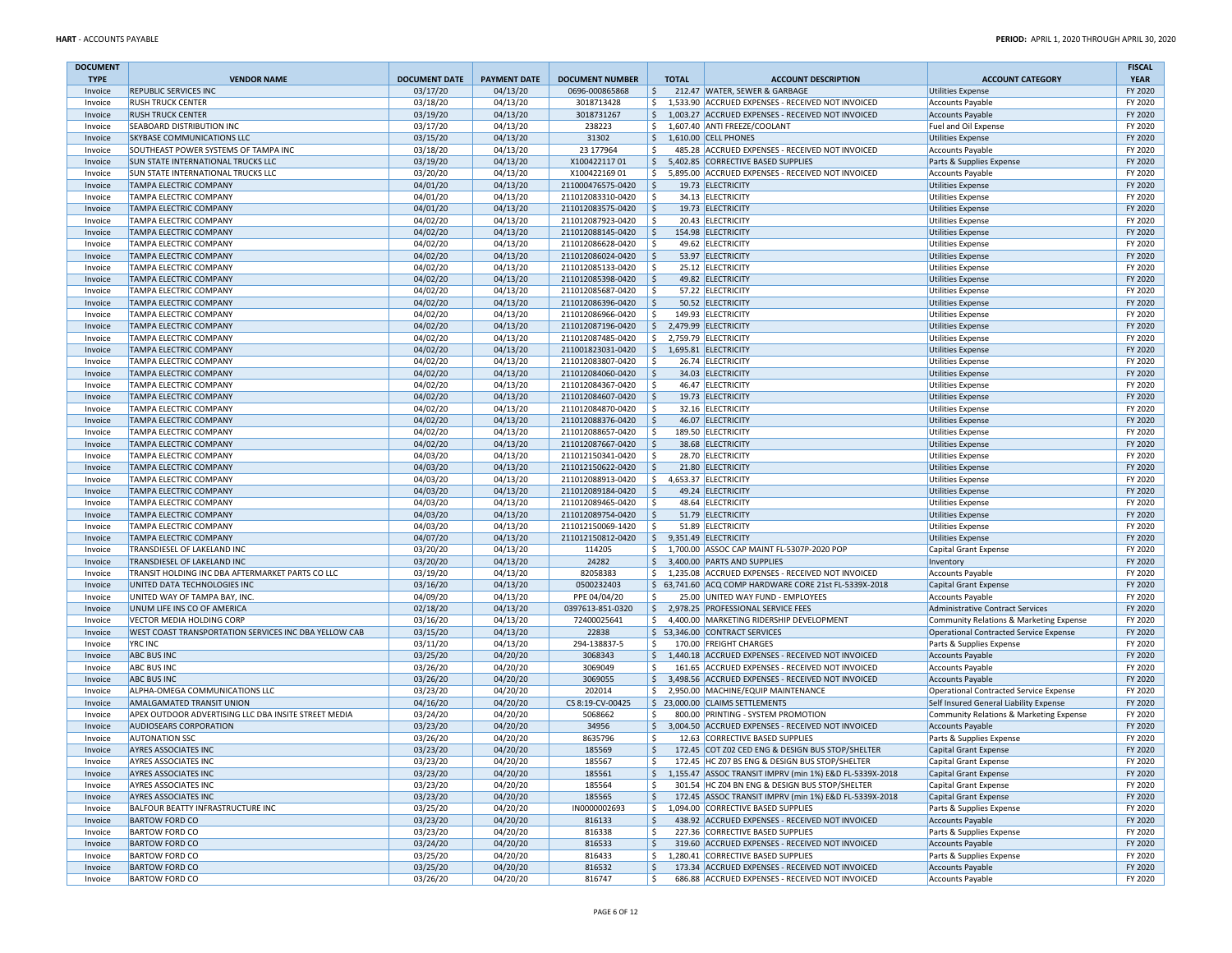| DOCUMENT TYPE | VENDOR NAME | DOCUMENT DATE | PAYMENT DATE | DOCUMENT NUMBER | TOTAL | ACCOUNT DESCRIPTION | ACCOUNT CATEGORY | FISCAL YEAR |
|---|---|---|---|---|---|---|---|---|
| Invoice | REPUBLIC SERVICES INC | 03/17/20 | 04/13/20 | 0696-000865868 | $ 212.47 | WATER, SEWER & GARBAGE | Utilities Expense | FY 2020 |
| Invoice | RUSH TRUCK CENTER | 03/18/20 | 04/13/20 | 3018713428 | $ 1,533.90 | ACCRUED EXPENSES - RECEIVED NOT INVOICED | Accounts Payable | FY 2020 |
| Invoice | RUSH TRUCK CENTER | 03/19/20 | 04/13/20 | 3018731267 | $ 1,003.27 | ACCRUED EXPENSES - RECEIVED NOT INVOICED | Accounts Payable | FY 2020 |
| Invoice | SEABOARD DISTRIBUTION INC | 03/17/20 | 04/13/20 | 238223 | $ 1,607.40 | ANTI FREEZE/COOLANT | Fuel and Oil Expense | FY 2020 |
| Invoice | SKYBASE COMMUNICATIONS LLC | 03/15/20 | 04/13/20 | 31302 | $ 1,610.00 | CELL PHONES | Utilities Expense | FY 2020 |
| Invoice | SOUTHEAST POWER SYSTEMS OF TAMPA INC | 03/18/20 | 04/13/20 | 23 177964 | $ 485.28 | ACCRUED EXPENSES - RECEIVED NOT INVOICED | Accounts Payable | FY 2020 |
| Invoice | SUN STATE INTERNATIONAL TRUCKS LLC | 03/19/20 | 04/13/20 | X100422117 01 | $ 5,402.85 | CORRECTIVE BASED SUPPLIES | Parts & Supplies Expense | FY 2020 |
| Invoice | SUN STATE INTERNATIONAL TRUCKS LLC | 03/20/20 | 04/13/20 | X100422169 01 | $ 5,895.00 | ACCRUED EXPENSES - RECEIVED NOT INVOICED | Accounts Payable | FY 2020 |
| Invoice | TAMPA ELECTRIC COMPANY | 04/01/20 | 04/13/20 | 211000476575-0420 | $ 19.73 | ELECTRICITY | Utilities Expense | FY 2020 |
| Invoice | TAMPA ELECTRIC COMPANY | 04/01/20 | 04/13/20 | 211012083310-0420 | $ 34.13 | ELECTRICITY | Utilities Expense | FY 2020 |
| Invoice | TAMPA ELECTRIC COMPANY | 04/01/20 | 04/13/20 | 211012083575-0420 | $ 19.73 | ELECTRICITY | Utilities Expense | FY 2020 |
| Invoice | TAMPA ELECTRIC COMPANY | 04/02/20 | 04/13/20 | 211012087923-0420 | $ 20.43 | ELECTRICITY | Utilities Expense | FY 2020 |
| Invoice | TAMPA ELECTRIC COMPANY | 04/02/20 | 04/13/20 | 211012088145-0420 | $ 154.98 | ELECTRICITY | Utilities Expense | FY 2020 |
| Invoice | TAMPA ELECTRIC COMPANY | 04/02/20 | 04/13/20 | 211012086628-0420 | $ 49.62 | ELECTRICITY | Utilities Expense | FY 2020 |
| Invoice | TAMPA ELECTRIC COMPANY | 04/02/20 | 04/13/20 | 211012086024-0420 | $ 53.97 | ELECTRICITY | Utilities Expense | FY 2020 |
| Invoice | TAMPA ELECTRIC COMPANY | 04/02/20 | 04/13/20 | 211012085133-0420 | $ 25.12 | ELECTRICITY | Utilities Expense | FY 2020 |
| Invoice | TAMPA ELECTRIC COMPANY | 04/02/20 | 04/13/20 | 211012085398-0420 | $ 49.82 | ELECTRICITY | Utilities Expense | FY 2020 |
| Invoice | TAMPA ELECTRIC COMPANY | 04/02/20 | 04/13/20 | 211012085687-0420 | $ 57.22 | ELECTRICITY | Utilities Expense | FY 2020 |
| Invoice | TAMPA ELECTRIC COMPANY | 04/02/20 | 04/13/20 | 211012086396-0420 | $ 50.52 | ELECTRICITY | Utilities Expense | FY 2020 |
| Invoice | TAMPA ELECTRIC COMPANY | 04/02/20 | 04/13/20 | 211012086966-0420 | $ 149.93 | ELECTRICITY | Utilities Expense | FY 2020 |
| Invoice | TAMPA ELECTRIC COMPANY | 04/02/20 | 04/13/20 | 211012087196-0420 | $ 2,479.99 | ELECTRICITY | Utilities Expense | FY 2020 |
| Invoice | TAMPA ELECTRIC COMPANY | 04/02/20 | 04/13/20 | 211012087485-0420 | $ 2,759.79 | ELECTRICITY | Utilities Expense | FY 2020 |
| Invoice | TAMPA ELECTRIC COMPANY | 04/02/20 | 04/13/20 | 211001823031-0420 | $ 1,695.81 | ELECTRICITY | Utilities Expense | FY 2020 |
| Invoice | TAMPA ELECTRIC COMPANY | 04/02/20 | 04/13/20 | 211012083807-0420 | $ 26.74 | ELECTRICITY | Utilities Expense | FY 2020 |
| Invoice | TAMPA ELECTRIC COMPANY | 04/02/20 | 04/13/20 | 211012084060-0420 | $ 34.03 | ELECTRICITY | Utilities Expense | FY 2020 |
| Invoice | TAMPA ELECTRIC COMPANY | 04/02/20 | 04/13/20 | 211012084367-0420 | $ 46.47 | ELECTRICITY | Utilities Expense | FY 2020 |
| Invoice | TAMPA ELECTRIC COMPANY | 04/02/20 | 04/13/20 | 211012084607-0420 | $ 19.73 | ELECTRICITY | Utilities Expense | FY 2020 |
| Invoice | TAMPA ELECTRIC COMPANY | 04/02/20 | 04/13/20 | 211012084870-0420 | $ 32.16 | ELECTRICITY | Utilities Expense | FY 2020 |
| Invoice | TAMPA ELECTRIC COMPANY | 04/02/20 | 04/13/20 | 211012088376-0420 | $ 46.07 | ELECTRICITY | Utilities Expense | FY 2020 |
| Invoice | TAMPA ELECTRIC COMPANY | 04/02/20 | 04/13/20 | 211012088657-0420 | $ 189.50 | ELECTRICITY | Utilities Expense | FY 2020 |
| Invoice | TAMPA ELECTRIC COMPANY | 04/02/20 | 04/13/20 | 211012087667-0420 | $ 38.68 | ELECTRICITY | Utilities Expense | FY 2020 |
| Invoice | TAMPA ELECTRIC COMPANY | 04/03/20 | 04/13/20 | 211012150341-0420 | $ 28.70 | ELECTRICITY | Utilities Expense | FY 2020 |
| Invoice | TAMPA ELECTRIC COMPANY | 04/03/20 | 04/13/20 | 211012150622-0420 | $ 21.80 | ELECTRICITY | Utilities Expense | FY 2020 |
| Invoice | TAMPA ELECTRIC COMPANY | 04/03/20 | 04/13/20 | 211012088913-0420 | $ 4,653.37 | ELECTRICITY | Utilities Expense | FY 2020 |
| Invoice | TAMPA ELECTRIC COMPANY | 04/03/20 | 04/13/20 | 211012089184-0420 | $ 49.24 | ELECTRICITY | Utilities Expense | FY 2020 |
| Invoice | TAMPA ELECTRIC COMPANY | 04/03/20 | 04/13/20 | 211012089465-0420 | $ 48.64 | ELECTRICITY | Utilities Expense | FY 2020 |
| Invoice | TAMPA ELECTRIC COMPANY | 04/03/20 | 04/13/20 | 211012089754-0420 | $ 51.79 | ELECTRICITY | Utilities Expense | FY 2020 |
| Invoice | TAMPA ELECTRIC COMPANY | 04/03/20 | 04/13/20 | 211012150069-1420 | $ 51.89 | ELECTRICITY | Utilities Expense | FY 2020 |
| Invoice | TAMPA ELECTRIC COMPANY | 04/07/20 | 04/13/20 | 211012150812-0420 | $ 9,351.49 | ELECTRICITY | Utilities Expense | FY 2020 |
| Invoice | TRANSDIESEL OF LAKELAND INC | 03/20/20 | 04/13/20 | 114205 | $ 1,700.00 | ASSOC CAP MAINT FL-5307P-2020 POP | Capital Grant Expense | FY 2020 |
| Invoice | TRANSDIESEL OF LAKELAND INC | 03/20/20 | 04/13/20 | 24282 | $ 3,400.00 | PARTS AND SUPPLIES | Inventory | FY 2020 |
| Invoice | TRANSIT HOLDING INC DBA AFTERMARKET PARTS CO LLC | 03/19/20 | 04/13/20 | 82058383 | $ 1,235.08 | ACCRUED EXPENSES - RECEIVED NOT INVOICED | Accounts Payable | FY 2020 |
| Invoice | UNITED DATA TECHNOLOGIES INC | 03/16/20 | 04/13/20 | 0500232403 | $ 63,741.60 | ACQ COMP HARDWARE CORE 21st FL-5339X-2018 | Capital Grant Expense | FY 2020 |
| Invoice | UNITED WAY OF TAMPA BAY, INC. | 04/09/20 | 04/13/20 | PPE 04/04/20 | $ 25.00 | UNITED WAY FUND - EMPLOYEES | Accounts Payable | FY 2020 |
| Invoice | UNUM LIFE INS CO OF AMERICA | 02/18/20 | 04/13/20 | 0397613-851-0320 | $ 2,978.25 | PROFESSIONAL SERVICE FEES | Administrative Contract Services | FY 2020 |
| Invoice | VECTOR MEDIA HOLDING CORP | 03/16/20 | 04/13/20 | 72400025641 | $ 4,400.00 | MARKETING RIDERSHIP DEVELOPMENT | Community Relations & Marketing Expense | FY 2020 |
| Invoice | WEST COAST TRANSPORTATION SERVICES INC DBA YELLOW CAB | 03/15/20 | 04/13/20 | 22838 | $ 53,346.00 | CONTRACT SERVICES | Operational Contracted Service Expense | FY 2020 |
| Invoice | YRC INC | 03/11/20 | 04/13/20 | 294-138837-5 | $ 170.00 | FREIGHT CHARGES | Parts & Supplies Expense | FY 2020 |
| Invoice | ABC BUS INC | 03/25/20 | 04/20/20 | 3068343 | $ 1,440.18 | ACCRUED EXPENSES - RECEIVED NOT INVOICED | Accounts Payable | FY 2020 |
| Invoice | ABC BUS INC | 03/26/20 | 04/20/20 | 3069049 | $ 161.65 | ACCRUED EXPENSES - RECEIVED NOT INVOICED | Accounts Payable | FY 2020 |
| Invoice | ABC BUS INC | 03/26/20 | 04/20/20 | 3069055 | $ 3,498.56 | ACCRUED EXPENSES - RECEIVED NOT INVOICED | Accounts Payable | FY 2020 |
| Invoice | ALPHA-OMEGA COMMUNICATIONS LLC | 03/23/20 | 04/20/20 | 202014 | $ 2,950.00 | MACHINE/EQUIP MAINTENANCE | Operational Contracted Service Expense | FY 2020 |
| Invoice | AMALGAMATED TRANSIT UNION | 04/16/20 | 04/20/20 | CS 8:19-CV-00425 | $ 23,000.00 | CLAIMS SETTLEMENTS | Self Insured General Liability Expense | FY 2020 |
| Invoice | APEX OUTDOOR ADVERTISING LLC DBA INSITE STREET MEDIA | 03/24/20 | 04/20/20 | 5068662 | $ 800.00 | PRINTING - SYSTEM PROMOTION | Community Relations & Marketing Expense | FY 2020 |
| Invoice | AUDIOSEARS CORPORATION | 03/23/20 | 04/20/20 | 34956 | $ 3,004.50 | ACCRUED EXPENSES - RECEIVED NOT INVOICED | Accounts Payable | FY 2020 |
| Invoice | AUTONATION SSC | 03/26/20 | 04/20/20 | 8635796 | $ 12.63 | CORRECTIVE BASED SUPPLIES | Parts & Supplies Expense | FY 2020 |
| Invoice | AYRES ASSOCIATES INC | 03/23/20 | 04/20/20 | 185569 | $ 172.45 | COT Z02 CED ENG & DESIGN BUS STOP/SHELTER | Capital Grant Expense | FY 2020 |
| Invoice | AYRES ASSOCIATES INC | 03/23/20 | 04/20/20 | 185567 | $ 172.45 | HC Z07 BS ENG & DESIGN BUS STOP/SHELTER | Capital Grant Expense | FY 2020 |
| Invoice | AYRES ASSOCIATES INC | 03/23/20 | 04/20/20 | 185561 | $ 1,155.47 | ASSOC TRANSIT IMPRV (min 1%) E&D FL-5339X-2018 | Capital Grant Expense | FY 2020 |
| Invoice | AYRES ASSOCIATES INC | 03/23/20 | 04/20/20 | 185564 | $ 301.54 | HC Z04 BN ENG & DESIGN BUS STOP/SHELTER | Capital Grant Expense | FY 2020 |
| Invoice | AYRES ASSOCIATES INC | 03/23/20 | 04/20/20 | 185565 | $ 172.45 | ASSOC TRANSIT IMPRV (min 1%) E&D FL-5339X-2018 | Capital Grant Expense | FY 2020 |
| Invoice | BALFOUR BEATTY INFRASTRUCTURE INC | 03/25/20 | 04/20/20 | IN0000002693 | $ 1,094.00 | CORRECTIVE BASED SUPPLIES | Parts & Supplies Expense | FY 2020 |
| Invoice | BARTOW FORD CO | 03/23/20 | 04/20/20 | 816133 | $ 438.92 | ACCRUED EXPENSES - RECEIVED NOT INVOICED | Accounts Payable | FY 2020 |
| Invoice | BARTOW FORD CO | 03/23/20 | 04/20/20 | 816338 | $ 227.36 | CORRECTIVE BASED SUPPLIES | Parts & Supplies Expense | FY 2020 |
| Invoice | BARTOW FORD CO | 03/24/20 | 04/20/20 | 816533 | $ 319.60 | ACCRUED EXPENSES - RECEIVED NOT INVOICED | Accounts Payable | FY 2020 |
| Invoice | BARTOW FORD CO | 03/25/20 | 04/20/20 | 816433 | $ 1,280.41 | CORRECTIVE BASED SUPPLIES | Parts & Supplies Expense | FY 2020 |
| Invoice | BARTOW FORD CO | 03/25/20 | 04/20/20 | 816532 | $ 173.34 | ACCRUED EXPENSES - RECEIVED NOT INVOICED | Accounts Payable | FY 2020 |
| Invoice | BARTOW FORD CO | 03/26/20 | 04/20/20 | 816747 | $ 686.88 | ACCRUED EXPENSES - RECEIVED NOT INVOICED | Accounts Payable | FY 2020 |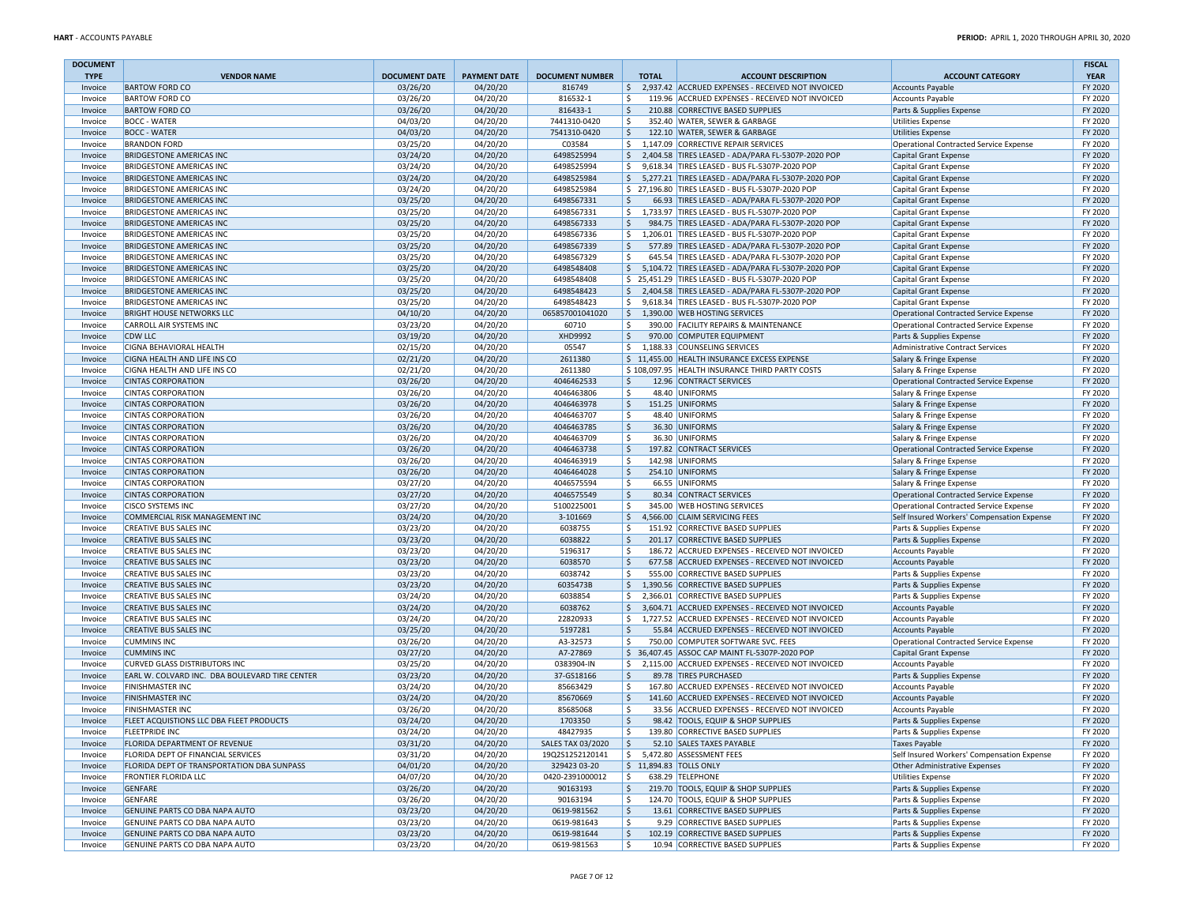| DOCUMENT TYPE | VENDOR NAME | DOCUMENT DATE | PAYMENT DATE | DOCUMENT NUMBER | TOTAL | ACCOUNT DESCRIPTION | ACCOUNT CATEGORY | FISCAL YEAR |
|---|---|---|---|---|---|---|---|---|
| Invoice | BARTOW FORD CO | 03/26/20 | 04/20/20 | 816749 | $ 2,937.42 | ACCRUED EXPENSES - RECEIVED NOT INVOICED | Accounts Payable | FY 2020 |
| Invoice | BARTOW FORD CO | 03/26/20 | 04/20/20 | 816532-1 | $ 119.96 | ACCRUED EXPENSES - RECEIVED NOT INVOICED | Accounts Payable | FY 2020 |
| Invoice | BARTOW FORD CO | 03/26/20 | 04/20/20 | 816433-1 | $ 210.88 | CORRECTIVE BASED SUPPLIES | Parts & Supplies Expense | FY 2020 |
| Invoice | BOCC - WATER | 04/03/20 | 04/20/20 | 7441310-0420 | $ 352.40 | WATER, SEWER & GARBAGE | Utilities Expense | FY 2020 |
| Invoice | BOCC - WATER | 04/03/20 | 04/20/20 | 7541310-0420 | $ 122.10 | WATER, SEWER & GARBAGE | Utilities Expense | FY 2020 |
| Invoice | BRANDON FORD | 03/25/20 | 04/20/20 | C03584 | $ 1,147.09 | CORRECTIVE REPAIR SERVICES | Operational Contracted Service Expense | FY 2020 |
| Invoice | BRIDGESTONE AMERICAS INC | 03/24/20 | 04/20/20 | 6498525994 | $ 2,404.58 | TIRES LEASED - ADA/PARA FL-5307P-2020 POP | Capital Grant Expense | FY 2020 |
| Invoice | BRIDGESTONE AMERICAS INC | 03/24/20 | 04/20/20 | 6498525994 | $ 9,618.34 | TIRES LEASED - BUS FL-5307P-2020 POP | Capital Grant Expense | FY 2020 |
| Invoice | BRIDGESTONE AMERICAS INC | 03/24/20 | 04/20/20 | 6498525984 | $ 5,277.21 | TIRES LEASED - ADA/PARA FL-5307P-2020 POP | Capital Grant Expense | FY 2020 |
| Invoice | BRIDGESTONE AMERICAS INC | 03/24/20 | 04/20/20 | 6498525984 | $ 27,196.80 | TIRES LEASED - BUS FL-5307P-2020 POP | Capital Grant Expense | FY 2020 |
| Invoice | BRIDGESTONE AMERICAS INC | 03/25/20 | 04/20/20 | 6498567331 | $ 66.93 | TIRES LEASED - ADA/PARA FL-5307P-2020 POP | Capital Grant Expense | FY 2020 |
| Invoice | BRIDGESTONE AMERICAS INC | 03/25/20 | 04/20/20 | 6498567331 | $ 1,733.97 | TIRES LEASED - BUS FL-5307P-2020 POP | Capital Grant Expense | FY 2020 |
| Invoice | BRIDGESTONE AMERICAS INC | 03/25/20 | 04/20/20 | 6498567333 | $ 984.75 | TIRES LEASED - ADA/PARA FL-5307P-2020 POP | Capital Grant Expense | FY 2020 |
| Invoice | BRIDGESTONE AMERICAS INC | 03/25/20 | 04/20/20 | 6498567336 | $ 1,206.01 | TIRES LEASED - BUS FL-5307P-2020 POP | Capital Grant Expense | FY 2020 |
| Invoice | BRIDGESTONE AMERICAS INC | 03/25/20 | 04/20/20 | 6498567339 | $ 577.89 | TIRES LEASED - ADA/PARA FL-5307P-2020 POP | Capital Grant Expense | FY 2020 |
| Invoice | BRIDGESTONE AMERICAS INC | 03/25/20 | 04/20/20 | 6498567329 | $ 645.54 | TIRES LEASED - ADA/PARA FL-5307P-2020 POP | Capital Grant Expense | FY 2020 |
| Invoice | BRIDGESTONE AMERICAS INC | 03/25/20 | 04/20/20 | 6498548408 | $ 5,104.72 | TIRES LEASED - ADA/PARA FL-5307P-2020 POP | Capital Grant Expense | FY 2020 |
| Invoice | BRIDGESTONE AMERICAS INC | 03/25/20 | 04/20/20 | 6498548408 | $ 25,451.29 | TIRES LEASED - BUS FL-5307P-2020 POP | Capital Grant Expense | FY 2020 |
| Invoice | BRIDGESTONE AMERICAS INC | 03/25/20 | 04/20/20 | 6498548423 | $ 2,404.58 | TIRES LEASED - ADA/PARA FL-5307P-2020 POP | Capital Grant Expense | FY 2020 |
| Invoice | BRIDGESTONE AMERICAS INC | 03/25/20 | 04/20/20 | 6498548423 | $ 9,618.34 | TIRES LEASED - BUS FL-5307P-2020 POP | Capital Grant Expense | FY 2020 |
| Invoice | BRIGHT HOUSE NETWORKS LLC | 04/10/20 | 04/20/20 | 065857001041020 | $ 1,390.00 | WEB HOSTING SERVICES | Operational Contracted Service Expense | FY 2020 |
| Invoice | CARROLL AIR SYSTEMS INC | 03/23/20 | 04/20/20 | 60710 | $ 390.00 | FACILITY REPAIRS & MAINTENANCE | Operational Contracted Service Expense | FY 2020 |
| Invoice | CDW LLC | 03/19/20 | 04/20/20 | XHD9992 | $ 970.00 | COMPUTER EQUIPMENT | Parts & Supplies Expense | FY 2020 |
| Invoice | CIGNA BEHAVIORAL HEALTH | 02/15/20 | 04/20/20 | 05547 | $ 1,188.33 | COUNSELING SERVICES | Administrative Contract Services | FY 2020 |
| Invoice | CIGNA HEALTH AND LIFE INS CO | 02/21/20 | 04/20/20 | 2611380 | $ 11,455.00 | HEALTH INSURANCE EXCESS EXPENSE | Salary & Fringe Expense | FY 2020 |
| Invoice | CIGNA HEALTH AND LIFE INS CO | 02/21/20 | 04/20/20 | 2611380 | $ 108,097.95 | HEALTH INSURANCE THIRD PARTY COSTS | Salary & Fringe Expense | FY 2020 |
| Invoice | CINTAS CORPORATION | 03/26/20 | 04/20/20 | 4046462533 | $ 12.96 | CONTRACT SERVICES | Operational Contracted Service Expense | FY 2020 |
| Invoice | CINTAS CORPORATION | 03/26/20 | 04/20/20 | 4046463806 | $ 48.40 | UNIFORMS | Salary & Fringe Expense | FY 2020 |
| Invoice | CINTAS CORPORATION | 03/26/20 | 04/20/20 | 4046463978 | $ 151.25 | UNIFORMS | Salary & Fringe Expense | FY 2020 |
| Invoice | CINTAS CORPORATION | 03/26/20 | 04/20/20 | 4046463707 | $ 48.40 | UNIFORMS | Salary & Fringe Expense | FY 2020 |
| Invoice | CINTAS CORPORATION | 03/26/20 | 04/20/20 | 4046463785 | $ 36.30 | UNIFORMS | Salary & Fringe Expense | FY 2020 |
| Invoice | CINTAS CORPORATION | 03/26/20 | 04/20/20 | 4046463709 | $ 36.30 | UNIFORMS | Salary & Fringe Expense | FY 2020 |
| Invoice | CINTAS CORPORATION | 03/26/20 | 04/20/20 | 4046463738 | $ 197.82 | CONTRACT SERVICES | Operational Contracted Service Expense | FY 2020 |
| Invoice | CINTAS CORPORATION | 03/26/20 | 04/20/20 | 4046463919 | $ 142.98 | UNIFORMS | Salary & Fringe Expense | FY 2020 |
| Invoice | CINTAS CORPORATION | 03/26/20 | 04/20/20 | 4046464028 | $ 254.10 | UNIFORMS | Salary & Fringe Expense | FY 2020 |
| Invoice | CINTAS CORPORATION | 03/27/20 | 04/20/20 | 4046575594 | $ 66.55 | UNIFORMS | Salary & Fringe Expense | FY 2020 |
| Invoice | CINTAS CORPORATION | 03/27/20 | 04/20/20 | 4046575549 | $ 80.34 | CONTRACT SERVICES | Operational Contracted Service Expense | FY 2020 |
| Invoice | CISCO SYSTEMS INC | 03/27/20 | 04/20/20 | 5100225001 | $ 345.00 | WEB HOSTING SERVICES | Operational Contracted Service Expense | FY 2020 |
| Invoice | COMMERCIAL RISK MANAGEMENT INC | 03/24/20 | 04/20/20 | 3-101669 | $ 4,566.00 | CLAIM SERVICING FEES | Self Insured Workers' Compensation Expense | FY 2020 |
| Invoice | CREATIVE BUS SALES INC | 03/23/20 | 04/20/20 | 6038755 | $ 151.92 | CORRECTIVE BASED SUPPLIES | Parts & Supplies Expense | FY 2020 |
| Invoice | CREATIVE BUS SALES INC | 03/23/20 | 04/20/20 | 6038822 | $ 201.17 | CORRECTIVE BASED SUPPLIES | Parts & Supplies Expense | FY 2020 |
| Invoice | CREATIVE BUS SALES INC | 03/23/20 | 04/20/20 | 5196317 | $ 186.72 | ACCRUED EXPENSES - RECEIVED NOT INVOICED | Accounts Payable | FY 2020 |
| Invoice | CREATIVE BUS SALES INC | 03/23/20 | 04/20/20 | 6038570 | $ 677.58 | ACCRUED EXPENSES - RECEIVED NOT INVOICED | Accounts Payable | FY 2020 |
| Invoice | CREATIVE BUS SALES INC | 03/23/20 | 04/20/20 | 6038742 | $ 555.00 | CORRECTIVE BASED SUPPLIES | Parts & Supplies Expense | FY 2020 |
| Invoice | CREATIVE BUS SALES INC | 03/23/20 | 04/20/20 | 6035473B | $ 1,390.56 | CORRECTIVE BASED SUPPLIES | Parts & Supplies Expense | FY 2020 |
| Invoice | CREATIVE BUS SALES INC | 03/24/20 | 04/20/20 | 6038854 | $ 2,366.01 | CORRECTIVE BASED SUPPLIES | Parts & Supplies Expense | FY 2020 |
| Invoice | CREATIVE BUS SALES INC | 03/24/20 | 04/20/20 | 6038762 | $ 3,604.71 | ACCRUED EXPENSES - RECEIVED NOT INVOICED | Accounts Payable | FY 2020 |
| Invoice | CREATIVE BUS SALES INC | 03/24/20 | 04/20/20 | 22820933 | $ 1,727.52 | ACCRUED EXPENSES - RECEIVED NOT INVOICED | Accounts Payable | FY 2020 |
| Invoice | CREATIVE BUS SALES INC | 03/25/20 | 04/20/20 | 5197281 | $ 55.84 | ACCRUED EXPENSES - RECEIVED NOT INVOICED | Accounts Payable | FY 2020 |
| Invoice | CUMMINS INC | 03/26/20 | 04/20/20 | A3-32573 | $ 750.00 | COMPUTER SOFTWARE SVC. FEES | Operational Contracted Service Expense | FY 2020 |
| Invoice | CUMMINS INC | 03/27/20 | 04/20/20 | A7-27869 | $ 36,407.45 | ASSOC CAP MAINT FL-5307P-2020 POP | Capital Grant Expense | FY 2020 |
| Invoice | CURVED GLASS DISTRIBUTORS INC | 03/25/20 | 04/20/20 | 0383904-IN | $ 2,115.00 | ACCRUED EXPENSES - RECEIVED NOT INVOICED | Accounts Payable | FY 2020 |
| Invoice | EARL W. COLVARD INC. DBA BOULEVARD TIRE CENTER | 03/23/20 | 04/20/20 | 37-GS18166 | $ 89.78 | TIRES PURCHASED | Parts & Supplies Expense | FY 2020 |
| Invoice | FINISHMASTER INC | 03/24/20 | 04/20/20 | 85663429 | $ 167.80 | ACCRUED EXPENSES - RECEIVED NOT INVOICED | Accounts Payable | FY 2020 |
| Invoice | FINISHMASTER INC | 03/24/20 | 04/20/20 | 85670669 | $ 141.60 | ACCRUED EXPENSES - RECEIVED NOT INVOICED | Accounts Payable | FY 2020 |
| Invoice | FINISHMASTER INC | 03/26/20 | 04/20/20 | 85685068 | $ 33.56 | ACCRUED EXPENSES - RECEIVED NOT INVOICED | Accounts Payable | FY 2020 |
| Invoice | FLEET ACQUISTIONS LLC DBA FLEET PRODUCTS | 03/24/20 | 04/20/20 | 1703350 | $ 98.42 | TOOLS, EQUIP & SHOP SUPPLIES | Parts & Supplies Expense | FY 2020 |
| Invoice | FLEETPRIDE INC | 03/24/20 | 04/20/20 | 48427935 | $ 139.80 | CORRECTIVE BASED SUPPLIES | Parts & Supplies Expense | FY 2020 |
| Invoice | FLORIDA DEPARTMENT OF REVENUE | 03/31/20 | 04/20/20 | SALES TAX 03/2020 | $ 52.10 | SALES TAXES PAYABLE | Taxes Payable | FY 2020 |
| Invoice | FLORIDA DEPT OF FINANCIAL SERVICES | 03/31/20 | 04/20/20 | 19Q2S1252120141 | $ 5,472.80 | ASSESSMENT FEES | Self Insured Workers' Compensation Expense | FY 2020 |
| Invoice | FLORIDA DEPT OF TRANSPORTATION DBA SUNPASS | 04/01/20 | 04/20/20 | 329423 03-20 | $ 11,894.83 | TOLLS ONLY | Other Administrative Expenses | FY 2020 |
| Invoice | FRONTIER FLORIDA LLC | 04/07/20 | 04/20/20 | 0420-2391000012 | $ 638.29 | TELEPHONE | Utilities Expense | FY 2020 |
| Invoice | GENFARE | 03/26/20 | 04/20/20 | 90163193 | $ 219.70 | TOOLS, EQUIP & SHOP SUPPLIES | Parts & Supplies Expense | FY 2020 |
| Invoice | GENFARE | 03/26/20 | 04/20/20 | 90163194 | $ 124.70 | TOOLS, EQUIP & SHOP SUPPLIES | Parts & Supplies Expense | FY 2020 |
| Invoice | GENUINE PARTS CO DBA NAPA AUTO | 03/23/20 | 04/20/20 | 0619-981562 | $ 13.61 | CORRECTIVE BASED SUPPLIES | Parts & Supplies Expense | FY 2020 |
| Invoice | GENUINE PARTS CO DBA NAPA AUTO | 03/23/20 | 04/20/20 | 0619-981643 | $ 9.29 | CORRECTIVE BASED SUPPLIES | Parts & Supplies Expense | FY 2020 |
| Invoice | GENUINE PARTS CO DBA NAPA AUTO | 03/23/20 | 04/20/20 | 0619-981644 | $ 102.19 | CORRECTIVE BASED SUPPLIES | Parts & Supplies Expense | FY 2020 |
| Invoice | GENUINE PARTS CO DBA NAPA AUTO | 03/23/20 | 04/20/20 | 0619-981563 | $ 10.94 | CORRECTIVE BASED SUPPLIES | Parts & Supplies Expense | FY 2020 |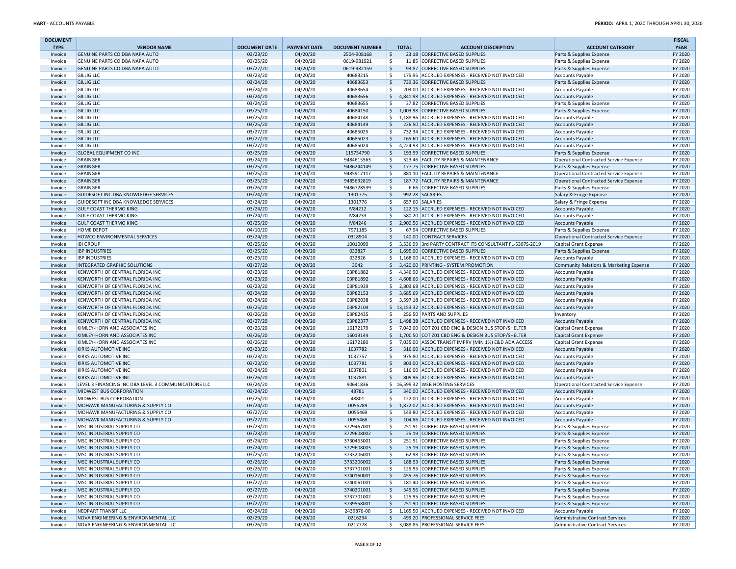| DOCUMENT TYPE | VENDOR NAME | DOCUMENT DATE | PAYMENT DATE | DOCUMENT NUMBER | TOTAL | ACCOUNT DESCRIPTION | ACCOUNT CATEGORY | FISCAL YEAR |
|---|---|---|---|---|---|---|---|---|
| Invoice | GENUINE PARTS CO DBA NAPA AUTO | 03/23/20 | 04/20/20 | 2504-908168 | $ 23.18 | CORRECTIVE BASED SUPPLIES | Parts & Supplies Expense | FY 2020 |
| Invoice | GENUINE PARTS CO DBA NAPA AUTO | 03/25/20 | 04/20/20 | 0619-981921 | $ 11.85 | CORRECTIVE BASED SUPPLIES | Parts & Supplies Expense | FY 2020 |
| Invoice | GENUINE PARTS CO DBA NAPA AUTO | 03/27/20 | 04/20/20 | 0619-982159 | $ 93.87 | CORRECTIVE BASED SUPPLIES | Parts & Supplies Expense | FY 2020 |
| Invoice | GILLIG LLC | 03/23/20 | 04/20/20 | 40683215 | $ 175.95 | ACCRUED EXPENSES - RECEIVED NOT INVOICED | Accounts Payable | FY 2020 |
| Invoice | GILLIG LLC | 03/24/20 | 04/20/20 | 40683653 | $ 739.36 | CORRECTIVE BASED SUPPLIES | Parts & Supplies Expense | FY 2020 |
| Invoice | GILLIG LLC | 03/24/20 | 04/20/20 | 40683654 | $ 203.00 | ACCRUED EXPENSES - RECEIVED NOT INVOICED | Accounts Payable | FY 2020 |
| Invoice | GILLIG LLC | 03/24/20 | 04/20/20 | 40683656 | $ 4,841.98 | ACCRUED EXPENSES - RECEIVED NOT INVOICED | Accounts Payable | FY 2020 |
| Invoice | GILLIG LLC | 03/24/20 | 04/20/20 | 40683655 | $ 37.82 | CORRECTIVE BASED SUPPLIES | Parts & Supplies Expense | FY 2020 |
| Invoice | GILLIG LLC | 03/25/20 | 04/20/20 | 40684150 | $ 1,003.98 | CORRECTIVE BASED SUPPLIES | Parts & Supplies Expense | FY 2020 |
| Invoice | GILLIG LLC | 03/25/20 | 04/20/20 | 40684148 | $ 1,188.96 | ACCRUED EXPENSES - RECEIVED NOT INVOICED | Accounts Payable | FY 2020 |
| Invoice | GILLIG LLC | 03/25/20 | 04/20/20 | 40684149 | $ 226.50 | ACCRUED EXPENSES - RECEIVED NOT INVOICED | Accounts Payable | FY 2020 |
| Invoice | GILLIG LLC | 03/27/20 | 04/20/20 | 40685025 | $ 732.34 | ACCRUED EXPENSES - RECEIVED NOT INVOICED | Accounts Payable | FY 2020 |
| Invoice | GILLIG LLC | 03/27/20 | 04/20/20 | 40685023 | $ 165.60 | ACCRUED EXPENSES - RECEIVED NOT INVOICED | Accounts Payable | FY 2020 |
| Invoice | GILLIG LLC | 03/27/20 | 04/20/20 | 40685024 | $ 4,224.93 | ACCRUED EXPENSES - RECEIVED NOT INVOICED | Accounts Payable | FY 2020 |
| Invoice | GLOBAL EQUIPMENT CO INC | 03/25/20 | 04/20/20 | 115754790 | $ 193.99 | CORRECTIVE BASED SUPPLIES | Parts & Supplies Expense | FY 2020 |
| Invoice | GRAINGER | 03/24/20 | 04/20/20 | 9484615563 | $ 323.46 | FACILITY REPAIRS & MAINTENANCE | Operational Contracted Service Expense | FY 2020 |
| Invoice | GRAINGER | 03/25/20 | 04/20/20 | 9486244149 | $ 177.75 | CORRECTIVE BASED SUPPLIES | Parts & Supplies Expense | FY 2020 |
| Invoice | GRAINGER | 03/25/20 | 04/20/20 | 9485917117 | $ 881.10 | FACILITY REPAIRS & MAINTENANCE | Operational Contracted Service Expense | FY 2020 |
| Invoice | GRAINGER | 03/25/20 | 04/20/20 | 9485692819 | $ 187.72 | FACILITY REPAIRS & MAINTENANCE | Operational Contracted Service Expense | FY 2020 |
| Invoice | GRAINGER | 03/26/20 | 04/20/20 | 9486728539 | $ 6.66 | CORRECTIVE BASED SUPPLIES | Parts & Supplies Expense | FY 2020 |
| Invoice | GUIDESOFT INC DBA KNOWLEDGE SERVICES | 03/24/20 | 04/20/20 | 1301775 | $ 992.28 | SALARIES | Salary & Fringe Expense | FY 2020 |
| Invoice | GUIDESOFT INC DBA KNOWLEDGE SERVICES | 03/24/20 | 04/20/20 | 1301776 | $ 657.60 | SALARIES | Salary & Fringe Expense | FY 2020 |
| Invoice | GULF COAST THERMO KING | 03/24/20 | 04/20/20 | IV84212 | $ 122.15 | ACCRUED EXPENSES - RECEIVED NOT INVOICED | Accounts Payable | FY 2020 |
| Invoice | GULF COAST THERMO KING | 03/24/20 | 04/20/20 | IV84233 | $ 580.20 | ACCRUED EXPENSES - RECEIVED NOT INVOICED | Accounts Payable | FY 2020 |
| Invoice | GULF COAST THERMO KING | 03/25/20 | 04/20/20 | IV84246 | $ 2,900.56 | ACCRUED EXPENSES - RECEIVED NOT INVOICED | Accounts Payable | FY 2020 |
| Invoice | HOME DEPOT | 04/10/20 | 04/20/20 | 7971185 | $ 67.94 | CORRECTIVE BASED SUPPLIES | Parts & Supplies Expense | FY 2020 |
| Invoice | HOWCO ENVIRONMENTAL SERVICES | 03/24/20 | 04/20/20 | 0318904 | $ 140.00 | CONTRACT SERVICES | Operational Contracted Service Expense | FY 2020 |
| Invoice | IBI GROUP | 03/25/20 | 04/20/20 | 10010090 | $ 3,536.99 | 3rd PARTY CONTRACT ITS CONSULTANT FL-5307S-2019 | Capital Grant Expense | FY 2020 |
| Invoice | IBP INDUSTRIES | 03/25/20 | 04/20/20 | 032827 | $ 1,695.00 | CORRECTIVE BASED SUPPLIES | Parts & Supplies Expense | FY 2020 |
| Invoice | IBP INDUSTRIES | 03/25/20 | 04/20/20 | 032826 | $ 1,168.00 | ACCRUED EXPENSES - RECEIVED NOT INVOICED | Accounts Payable | FY 2020 |
| Invoice | INTEGRATED GRAPHIC SOLUTIONS | 03/27/20 | 04/20/20 | 3942 | $ 3,420.00 | PRINTING - SYSTEM PROMOTION | Community Relations & Marketing Expense | FY 2020 |
| Invoice | KENWORTH OF CENTRAL FLORIDA INC | 03/23/20 | 04/20/20 | 03P81882 | $ 4,346.90 | ACCRUED EXPENSES - RECEIVED NOT INVOICED | Accounts Payable | FY 2020 |
| Invoice | KENWORTH OF CENTRAL FLORIDA INC | 03/23/20 | 04/20/20 | 03P81892 | $ 4,608.66 | ACCRUED EXPENSES - RECEIVED NOT INVOICED | Accounts Payable | FY 2020 |
| Invoice | KENWORTH OF CENTRAL FLORIDA INC | 03/23/20 | 04/20/20 | 03P81939 | $ 2,803.68 | ACCRUED EXPENSES - RECEIVED NOT INVOICED | Accounts Payable | FY 2020 |
| Invoice | KENWORTH OF CENTRAL FLORIDA INC | 03/24/20 | 04/20/20 | 03P82153 | $ 3,685.69 | ACCRUED EXPENSES - RECEIVED NOT INVOICED | Accounts Payable | FY 2020 |
| Invoice | KENWORTH OF CENTRAL FLORIDA INC | 03/24/20 | 04/20/20 | 03P82038 | $ 3,597.18 | ACCRUED EXPENSES - RECEIVED NOT INVOICED | Accounts Payable | FY 2020 |
| Invoice | KENWORTH OF CENTRAL FLORIDA INC | 03/25/20 | 04/20/20 | 03P82104 | $ 13,153.32 | ACCRUED EXPENSES - RECEIVED NOT INVOICED | Accounts Payable | FY 2020 |
| Invoice | KENWORTH OF CENTRAL FLORIDA INC | 03/26/20 | 04/20/20 | 03P82435 | $ 256.50 | PARTS AND SUPPLIES | Inventory | FY 2020 |
| Invoice | KENWORTH OF CENTRAL FLORIDA INC | 03/27/20 | 04/20/20 | 03P82377 | $ 1,498.38 | ACCRUED EXPENSES - RECEIVED NOT INVOICED | Accounts Payable | FY 2020 |
| Invoice | KIMLEY-HORN AND ASSOCIATES INC | 03/26/20 | 04/20/20 | 16172179 | $ 7,042.00 | COT Z01 CBD ENG & DESIGN BUS STOP/SHELTER | Capital Grant Expense | FY 2020 |
| Invoice | KIMLEY-HORN AND ASSOCIATES INC | 03/26/20 | 04/20/20 | 16019144 | $ 1,700.50 | COT Z01 CBD ENG & DESIGN BUS STOP/SHELTER | Capital Grant Expense | FY 2020 |
| Invoice | KIMLEY-HORN AND ASSOCIATES INC | 03/26/20 | 04/20/20 | 16172180 | $ 7,035.00 | ASSOC TRANSIT IMPRV (MIN 1%) E&D ADA ACCESS | Capital Grant Expense | FY 2020 |
| Invoice | KIRKS AUTOMOTIVE INC | 03/23/20 | 04/20/20 | 1037782 | $ 316.00 | ACCRUED EXPENSES - RECEIVED NOT INVOICED | Accounts Payable | FY 2020 |
| Invoice | KIRKS AUTOMOTIVE INC | 03/23/20 | 04/20/20 | 1037757 | $ 975.80 | ACCRUED EXPENSES - RECEIVED NOT INVOICED | Accounts Payable | FY 2020 |
| Invoice | KIRKS AUTOMOTIVE INC | 03/23/20 | 04/20/20 | 1037781 | $ 803.00 | ACCRUED EXPENSES - RECEIVED NOT INVOICED | Accounts Payable | FY 2020 |
| Invoice | KIRKS AUTOMOTIVE INC | 03/24/20 | 04/20/20 | 1037801 | $ 116.00 | ACCRUED EXPENSES - RECEIVED NOT INVOICED | Accounts Payable | FY 2020 |
| Invoice | KIRKS AUTOMOTIVE INC | 03/26/20 | 04/20/20 | 1037881 | $ 809.96 | ACCRUED EXPENSES - RECEIVED NOT INVOICED | Accounts Payable | FY 2020 |
| Invoice | LEVEL 3 FINANCING INC DBA LEVEL 3 COMMUNICATIONS LLC | 03/24/20 | 04/20/20 | 90641836 | $ 16,599.32 | WEB HOSTING SERVICES | Operational Contracted Service Expense | FY 2020 |
| Invoice | MIDWEST BUS CORPORATION | 03/24/20 | 04/20/20 | 48781 | $ 340.00 | ACCRUED EXPENSES - RECEIVED NOT INVOICED | Accounts Payable | FY 2020 |
| Invoice | MIDWEST BUS CORPORATION | 03/25/20 | 04/20/20 | 48801 | $ 122.00 | ACCRUED EXPENSES - RECEIVED NOT INVOICED | Accounts Payable | FY 2020 |
| Invoice | MOHAWK MANUFACTURING & SUPPLY CO | 03/24/20 | 04/20/20 | U055289 | $ 1,872.02 | ACCRUED EXPENSES - RECEIVED NOT INVOICED | Accounts Payable | FY 2020 |
| Invoice | MOHAWK MANUFACTURING & SUPPLY CO | 03/27/20 | 04/20/20 | U055469 | $ 149.80 | ACCRUED EXPENSES - RECEIVED NOT INVOICED | Accounts Payable | FY 2020 |
| Invoice | MOHAWK MANUFACTURING & SUPPLY CO | 03/27/20 | 04/20/20 | U055468 | $ 104.86 | ACCRUED EXPENSES - RECEIVED NOT INVOICED | Accounts Payable | FY 2020 |
| Invoice | MSC INDUSTRIAL SUPPLY CO | 03/23/20 | 04/20/20 | 3729467001 | $ 251.91 | CORRECTIVE BASED SUPPLIES | Parts & Supplies Expense | FY 2020 |
| Invoice | MSC INDUSTRIAL SUPPLY CO | 03/23/20 | 04/20/20 | 3729608002 | $ 25.19 | CORRECTIVE BASED SUPPLIES | Parts & Supplies Expense | FY 2020 |
| Invoice | MSC INDUSTRIAL SUPPLY CO | 03/24/20 | 04/20/20 | 3730463001 | $ 251.91 | CORRECTIVE BASED SUPPLIES | Parts & Supplies Expense | FY 2020 |
| Invoice | MSC INDUSTRIAL SUPPLY CO | 03/24/20 | 04/20/20 | 3729608003 | $ 25.19 | CORRECTIVE BASED SUPPLIES | Parts & Supplies Expense | FY 2020 |
| Invoice | MSC INDUSTRIAL SUPPLY CO | 03/25/20 | 04/20/20 | 3733206001 | $ 62.98 | CORRECTIVE BASED SUPPLIES | Parts & Supplies Expense | FY 2020 |
| Invoice | MSC INDUSTRIAL SUPPLY CO | 03/26/20 | 04/20/20 | 3733206002 | $ 188.93 | CORRECTIVE BASED SUPPLIES | Parts & Supplies Expense | FY 2020 |
| Invoice | MSC INDUSTRIAL SUPPLY CO | 03/26/20 | 04/20/20 | 3737701001 | $ 125.95 | CORRECTIVE BASED SUPPLIES | Parts & Supplies Expense | FY 2020 |
| Invoice | MSC INDUSTRIAL SUPPLY CO | 03/27/20 | 04/20/20 | 3740160001 | $ 455.76 | CORRECTIVE BASED SUPPLIES | Parts & Supplies Expense | FY 2020 |
| Invoice | MSC INDUSTRIAL SUPPLY CO | 03/27/20 | 04/20/20 | 3740061001 | $ 181.40 | CORRECTIVE BASED SUPPLIES | Parts & Supplies Expense | FY 2020 |
| Invoice | MSC INDUSTRIAL SUPPLY CO | 03/27/20 | 04/20/20 | 3740201001 | $ 545.56 | CORRECTIVE BASED SUPPLIES | Parts & Supplies Expense | FY 2020 |
| Invoice | MSC INDUSTRIAL SUPPLY CO | 03/27/20 | 04/20/20 | 3737701002 | $ 125.95 | CORRECTIVE BASED SUPPLIES | Parts & Supplies Expense | FY 2020 |
| Invoice | MSC INDUSTRIAL SUPPLY CO | 03/27/20 | 04/20/20 | 3739558001 | $ 251.90 | CORRECTIVE BASED SUPPLIES | Parts & Supplies Expense | FY 2020 |
| Invoice | NEOPART TRANSIT LLC | 03/24/20 | 04/20/20 | 2439876-00 | $ 1,165.50 | ACCRUED EXPENSES - RECEIVED NOT INVOICED | Accounts Payable | FY 2020 |
| Invoice | NOVA ENGINEERING & ENVIRONMENTAL LLC | 02/29/20 | 04/20/20 | 0216294 | $ 499.20 | PROFESSIONAL SERVICE FEES | Administrative Contract Services | FY 2020 |
| Invoice | NOVA ENGINEERING & ENVIRONMENTAL LLC | 03/26/20 | 04/20/20 | 0217778 | $ 3,088.85 | PROFESSIONAL SERVICE FEES | Administrative Contract Services | FY 2020 |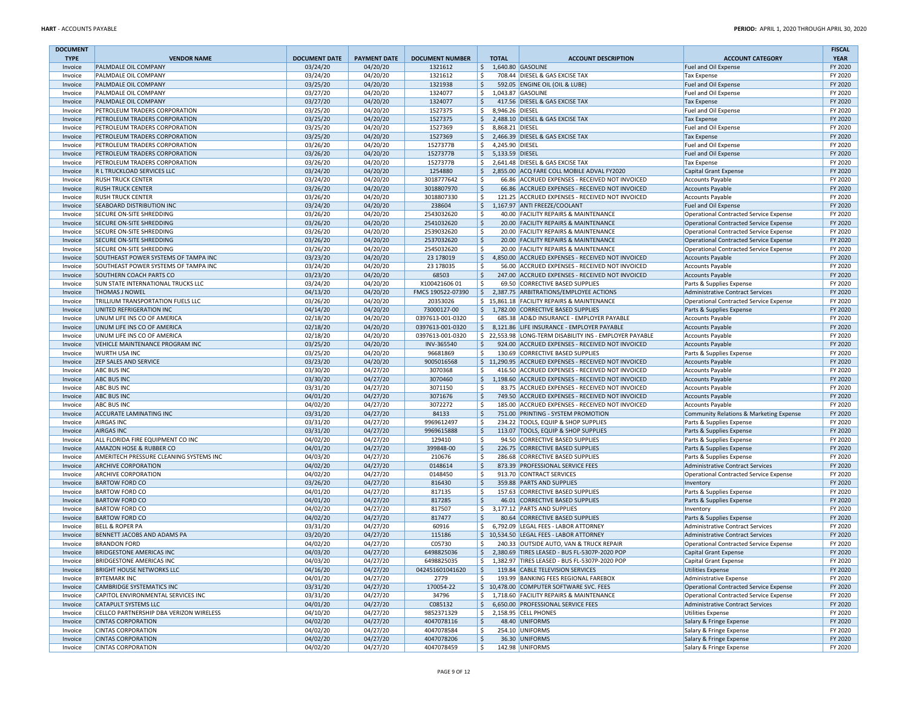| DOCUMENT TYPE | VENDOR NAME | DOCUMENT DATE | PAYMENT DATE | DOCUMENT NUMBER | TOTAL | ACCOUNT DESCRIPTION | ACCOUNT CATEGORY | FISCAL YEAR |
|---|---|---|---|---|---|---|---|---|
| Invoice | PALMDALE OIL COMPANY | 03/24/20 | 04/20/20 | 1321612 | $ 1,640.80 | GASOLINE | Fuel and Oil Expense | FY 2020 |
| Invoice | PALMDALE OIL COMPANY | 03/24/20 | 04/20/20 | 1321612 | $ 708.44 | DIESEL & GAS EXCISE TAX | Tax Expense | FY 2020 |
| Invoice | PALMDALE OIL COMPANY | 03/25/20 | 04/20/20 | 1321938 | $ 592.05 | ENGINE OIL (OIL & LUBE) | Fuel and Oil Expense | FY 2020 |
| Invoice | PALMDALE OIL COMPANY | 03/27/20 | 04/20/20 | 1324077 | $ 1,043.87 | GASOLINE | Fuel and Oil Expense | FY 2020 |
| Invoice | PALMDALE OIL COMPANY | 03/27/20 | 04/20/20 | 1324077 | $ 417.56 | DIESEL & GAS EXCISE TAX | Tax Expense | FY 2020 |
| Invoice | PETROLEUM TRADERS CORPORATION | 03/25/20 | 04/20/20 | 1527375 | $ 8,946.26 | DIESEL | Fuel and Oil Expense | FY 2020 |
| Invoice | PETROLEUM TRADERS CORPORATION | 03/25/20 | 04/20/20 | 1527375 | $ 2,488.10 | DIESEL & GAS EXCISE TAX | Tax Expense | FY 2020 |
| Invoice | PETROLEUM TRADERS CORPORATION | 03/25/20 | 04/20/20 | 1527369 | $ 8,868.21 | DIESEL | Fuel and Oil Expense | FY 2020 |
| Invoice | PETROLEUM TRADERS CORPORATION | 03/25/20 | 04/20/20 | 1527369 | $ 2,466.39 | DIESEL & GAS EXCISE TAX | Tax Expense | FY 2020 |
| Invoice | PETROLEUM TRADERS CORPORATION | 03/26/20 | 04/20/20 | 1527377B | $ 4,245.90 | DIESEL | Fuel and Oil Expense | FY 2020 |
| Invoice | PETROLEUM TRADERS CORPORATION | 03/26/20 | 04/20/20 | 1527377B | $ 5,133.59 | DIESEL | Fuel and Oil Expense | FY 2020 |
| Invoice | PETROLEUM TRADERS CORPORATION | 03/26/20 | 04/20/20 | 1527377B | $ 2,641.48 | DIESEL & GAS EXCISE TAX | Tax Expense | FY 2020 |
| Invoice | R L TRUCKLOAD SERVICES LLC | 03/24/20 | 04/20/20 | 1254880 | $ 2,855.00 | ACQ FARE COLL MOBILE ADVAL FY2020 | Capital Grant Expense | FY 2020 |
| Invoice | RUSH TRUCK CENTER | 03/24/20 | 04/20/20 | 3018777642 | $ 66.86 | ACCRUED EXPENSES - RECEIVED NOT INVOICED | Accounts Payable | FY 2020 |
| Invoice | RUSH TRUCK CENTER | 03/26/20 | 04/20/20 | 3018807970 | $ 66.86 | ACCRUED EXPENSES - RECEIVED NOT INVOICED | Accounts Payable | FY 2020 |
| Invoice | RUSH TRUCK CENTER | 03/26/20 | 04/20/20 | 3018807330 | $ 121.25 | ACCRUED EXPENSES - RECEIVED NOT INVOICED | Accounts Payable | FY 2020 |
| Invoice | SEABOARD DISTRIBUTION INC | 03/24/20 | 04/20/20 | 238604 | $ 1,167.97 | ANTI FREEZE/COOLANT | Fuel and Oil Expense | FY 2020 |
| Invoice | SECURE ON-SITE SHREDDING | 03/26/20 | 04/20/20 | 2543032620 | $ 40.00 | FACILITY REPAIRS & MAINTENANCE | Operational Contracted Service Expense | FY 2020 |
| Invoice | SECURE ON-SITE SHREDDING | 03/26/20 | 04/20/20 | 2541032620 | $ 20.00 | FACILITY REPAIRS & MAINTENANCE | Operational Contracted Service Expense | FY 2020 |
| Invoice | SECURE ON-SITE SHREDDING | 03/26/20 | 04/20/20 | 2539032620 | $ 20.00 | FACILITY REPAIRS & MAINTENANCE | Operational Contracted Service Expense | FY 2020 |
| Invoice | SECURE ON-SITE SHREDDING | 03/26/20 | 04/20/20 | 2537032620 | $ 20.00 | FACILITY REPAIRS & MAINTENANCE | Operational Contracted Service Expense | FY 2020 |
| Invoice | SECURE ON-SITE SHREDDING | 03/26/20 | 04/20/20 | 2545032620 | $ 20.00 | FACILITY REPAIRS & MAINTENANCE | Operational Contracted Service Expense | FY 2020 |
| Invoice | SOUTHEAST POWER SYSTEMS OF TAMPA INC | 03/23/20 | 04/20/20 | 23 178019 | $ 4,850.00 | ACCRUED EXPENSES - RECEIVED NOT INVOICED | Accounts Payable | FY 2020 |
| Invoice | SOUTHEAST POWER SYSTEMS OF TAMPA INC | 03/24/20 | 04/20/20 | 23 178035 | $ 56.00 | ACCRUED EXPENSES - RECEIVED NOT INVOICED | Accounts Payable | FY 2020 |
| Invoice | SOUTHERN COACH PARTS CO | 03/23/20 | 04/20/20 | 68503 | $ 247.00 | ACCRUED EXPENSES - RECEIVED NOT INVOICED | Accounts Payable | FY 2020 |
| Invoice | SUN STATE INTERNATIONAL TRUCKS LLC | 03/24/20 | 04/20/20 | X100421606 01 | $ 69.50 | CORRECTIVE BASED SUPPLIES | Parts & Supplies Expense | FY 2020 |
| Invoice | THOMAS J NOWEL | 04/13/20 | 04/20/20 | FMCS 190522-07390 | $ 2,387.75 | ARBITRATIONS/EMPLOYEE ACTIONS | Administrative Contract Services | FY 2020 |
| Invoice | TRILLIUM TRANSPORTATION FUELS LLC | 03/26/20 | 04/20/20 | 20353026 | $ 15,861.18 | FACILITY REPAIRS & MAINTENANCE | Operational Contracted Service Expense | FY 2020 |
| Invoice | UNITED REFRIGERATION INC | 04/14/20 | 04/20/20 | 73000127-00 | $ 1,782.00 | CORRECTIVE BASED SUPPLIES | Parts & Supplies Expense | FY 2020 |
| Invoice | UNUM LIFE INS CO OF AMERICA | 02/18/20 | 04/20/20 | 0397613-001-0320 | $ 685.38 | AD&D INSURANCE - EMPLOYER PAYABLE | Accounts Payable | FY 2020 |
| Invoice | UNUM LIFE INS CO OF AMERICA | 02/18/20 | 04/20/20 | 0397613-001-0320 | $ 8,121.86 | LIFE INSURANCE - EMPLOYER PAYABLE | Accounts Payable | FY 2020 |
| Invoice | UNUM LIFE INS CO OF AMERICA | 02/18/20 | 04/20/20 | 0397613-001-0320 | $ 22,553.98 | LONG-TERM DISABILITY INS - EMPLOYER PAYABLE | Accounts Payable | FY 2020 |
| Invoice | VEHICLE MAINTENANCE PROGRAM INC | 03/25/20 | 04/20/20 | INV-365540 | $ 924.00 | ACCRUED EXPENSES - RECEIVED NOT INVOICED | Accounts Payable | FY 2020 |
| Invoice | WURTH USA INC | 03/25/20 | 04/20/20 | 96681869 | $ 130.69 | CORRECTIVE BASED SUPPLIES | Parts & Supplies Expense | FY 2020 |
| Invoice | ZEP SALES AND SERVICE | 03/23/20 | 04/20/20 | 9005016568 | $ 11,290.95 | ACCRUED EXPENSES - RECEIVED NOT INVOICED | Accounts Payable | FY 2020 |
| Invoice | ABC BUS INC | 03/30/20 | 04/27/20 | 3070368 | $ 416.50 | ACCRUED EXPENSES - RECEIVED NOT INVOICED | Accounts Payable | FY 2020 |
| Invoice | ABC BUS INC | 03/30/20 | 04/27/20 | 3070460 | $ 1,198.60 | ACCRUED EXPENSES - RECEIVED NOT INVOICED | Accounts Payable | FY 2020 |
| Invoice | ABC BUS INC | 03/31/20 | 04/27/20 | 3071150 | $ 83.75 | ACCRUED EXPENSES - RECEIVED NOT INVOICED | Accounts Payable | FY 2020 |
| Invoice | ABC BUS INC | 04/01/20 | 04/27/20 | 3071676 | $ 749.50 | ACCRUED EXPENSES - RECEIVED NOT INVOICED | Accounts Payable | FY 2020 |
| Invoice | ABC BUS INC | 04/02/20 | 04/27/20 | 3072272 | $ 185.00 | ACCRUED EXPENSES - RECEIVED NOT INVOICED | Accounts Payable | FY 2020 |
| Invoice | ACCURATE LAMINATING INC | 03/31/20 | 04/27/20 | 84133 | $ 751.00 | PRINTING - SYSTEM PROMOTION | Community Relations & Marketing Expense | FY 2020 |
| Invoice | AIRGAS INC | 03/31/20 | 04/27/20 | 9969612497 | $ 234.22 | TOOLS, EQUIP & SHOP SUPPLIES | Parts & Supplies Expense | FY 2020 |
| Invoice | AIRGAS INC | 03/31/20 | 04/27/20 | 9969615888 | $ 113.07 | TOOLS, EQUIP & SHOP SUPPLIES | Parts & Supplies Expense | FY 2020 |
| Invoice | ALL FLORIDA FIRE EQUIPMENT CO INC | 04/02/20 | 04/27/20 | 129410 | $ 94.50 | CORRECTIVE BASED SUPPLIES | Parts & Supplies Expense | FY 2020 |
| Invoice | AMAZON HOSE & RUBBER CO | 04/01/20 | 04/27/20 | 399848-00 | $ 226.75 | CORRECTIVE BASED SUPPLIES | Parts & Supplies Expense | FY 2020 |
| Invoice | AMERITECH PRESSURE CLEANING SYSTEMS INC | 04/03/20 | 04/27/20 | 210676 | $ 286.68 | CORRECTIVE BASED SUPPLIES | Parts & Supplies Expense | FY 2020 |
| Invoice | ARCHIVE CORPORATION | 04/02/20 | 04/27/20 | 0148614 | $ 873.39 | PROFESSIONAL SERVICE FEES | Administrative Contract Services | FY 2020 |
| Invoice | ARCHIVE CORPORATION | 04/02/20 | 04/27/20 | 0148450 | $ 913.70 | CONTRACT SERVICES | Operational Contracted Service Expense | FY 2020 |
| Invoice | BARTOW FORD CO | 03/26/20 | 04/27/20 | 816430 | $ 359.88 | PARTS AND SUPPLIES | Inventory | FY 2020 |
| Invoice | BARTOW FORD CO | 04/01/20 | 04/27/20 | 817135 | $ 157.63 | CORRECTIVE BASED SUPPLIES | Parts & Supplies Expense | FY 2020 |
| Invoice | BARTOW FORD CO | 04/01/20 | 04/27/20 | 817285 | $ 46.01 | CORRECTIVE BASED SUPPLIES | Parts & Supplies Expense | FY 2020 |
| Invoice | BARTOW FORD CO | 04/02/20 | 04/27/20 | 817507 | $ 3,177.12 | PARTS AND SUPPLIES | Inventory | FY 2020 |
| Invoice | BARTOW FORD CO | 04/02/20 | 04/27/20 | 817477 | $ 80.64 | CORRECTIVE BASED SUPPLIES | Parts & Supplies Expense | FY 2020 |
| Invoice | BELL & ROPER PA | 03/31/20 | 04/27/20 | 60916 | $ 6,792.09 | LEGAL FEES - LABOR ATTORNEY | Administrative Contract Services | FY 2020 |
| Invoice | BENNETT JACOBS AND ADAMS PA | 03/20/20 | 04/27/20 | 115186 | $ 10,534.50 | LEGAL FEES - LABOR ATTORNEY | Administrative Contract Services | FY 2020 |
| Invoice | BRANDON FORD | 04/02/20 | 04/27/20 | C05730 | $ 240.33 | OUTSIDE AUTO, VAN & TRUCK REPAIR | Operational Contracted Service Expense | FY 2020 |
| Invoice | BRIDGESTONE AMERICAS INC | 04/03/20 | 04/27/20 | 6498825036 | $ 2,380.69 | TIRES LEASED - BUS FL-5307P-2020 POP | Capital Grant Expense | FY 2020 |
| Invoice | BRIDGESTONE AMERICAS INC | 04/03/20 | 04/27/20 | 6498825035 | $ 1,382.97 | TIRES LEASED - BUS FL-5307P-2020 POP | Capital Grant Expense | FY 2020 |
| Invoice | BRIGHT HOUSE NETWORKS LLC | 04/16/20 | 04/27/20 | 042451601041620 | $ 119.84 | CABLE TELEVISION SERVICES | Utilities Expense | FY 2020 |
| Invoice | BYTEMARK INC | 04/01/20 | 04/27/20 | 2779 | $ 193.99 | BANKING FEES REGIONAL FAREBOX | Administrative Expense | FY 2020 |
| Invoice | CAMBRIDGE SYSTEMATICS INC | 03/31/20 | 04/27/20 | 170054-22 | $ 10,478.00 | COMPUTER SOFTWARE SVC. FEES | Operational Contracted Service Expense | FY 2020 |
| Invoice | CAPITOL ENVIRONMENTAL SERVICES INC | 03/31/20 | 04/27/20 | 34796 | $ 1,718.60 | FACILITY REPAIRS & MAINTENANCE | Operational Contracted Service Expense | FY 2020 |
| Invoice | CATAPULT SYSTEMS LLC | 04/01/20 | 04/27/20 | C085132 | $ 6,650.00 | PROFESSIONAL SERVICE FEES | Administrative Contract Services | FY 2020 |
| Invoice | CELLCO PARTNERSHIP DBA VERIZON WIRELESS | 04/10/20 | 04/27/20 | 9852371329 | $ 2,158.95 | CELL PHONES | Utilities Expense | FY 2020 |
| Invoice | CINTAS CORPORATION | 04/02/20 | 04/27/20 | 4047078116 | $ 48.40 | UNIFORMS | Salary & Fringe Expense | FY 2020 |
| Invoice | CINTAS CORPORATION | 04/02/20 | 04/27/20 | 4047078584 | $ 254.10 | UNIFORMS | Salary & Fringe Expense | FY 2020 |
| Invoice | CINTAS CORPORATION | 04/02/20 | 04/27/20 | 4047078206 | $ 36.30 | UNIFORMS | Salary & Fringe Expense | FY 2020 |
| Invoice | CINTAS CORPORATION | 04/02/20 | 04/27/20 | 4047078459 | $ 142.98 | UNIFORMS | Salary & Fringe Expense | FY 2020 |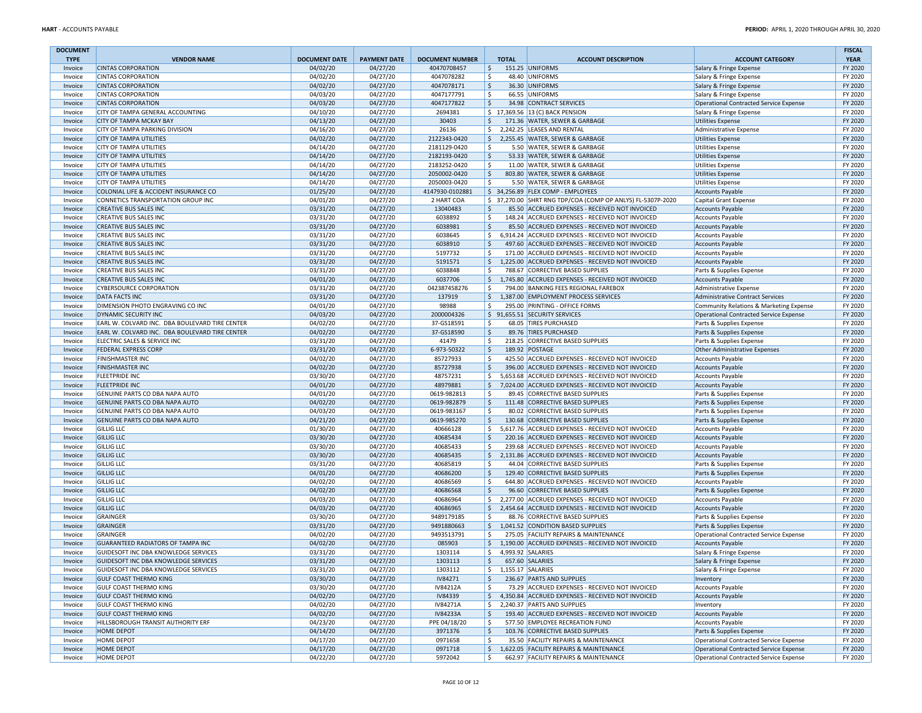| DOCUMENT TYPE | VENDOR NAME | DOCUMENT DATE | PAYMENT DATE | DOCUMENT NUMBER | TOTAL | ACCOUNT DESCRIPTION | ACCOUNT CATEGORY | FISCAL YEAR |
|---|---|---|---|---|---|---|---|---|
| Invoice | CINTAS CORPORATION | 04/02/20 | 04/27/20 | 40470708457 | $ 151.25 | UNIFORMS | Salary & Fringe Expense | FY 2020 |
| Invoice | CINTAS CORPORATION | 04/02/20 | 04/27/20 | 4047078282 | $ 48.40 | UNIFORMS | Salary & Fringe Expense | FY 2020 |
| Invoice | CINTAS CORPORATION | 04/02/20 | 04/27/20 | 4047078171 | $ 36.30 | UNIFORMS | Salary & Fringe Expense | FY 2020 |
| Invoice | CINTAS CORPORATION | 04/03/20 | 04/27/20 | 4047177791 | $ 66.55 | UNIFORMS | Salary & Fringe Expense | FY 2020 |
| Invoice | CINTAS CORPORATION | 04/03/20 | 04/27/20 | 4047177822 | $ 34.98 | CONTRACT SERVICES | Operational Contracted Service Expense | FY 2020 |
| Invoice | CITY OF TAMPA GENERAL ACCOUNTING | 04/10/20 | 04/27/20 | 2694381 | $ 17,369.56 | 13 (C) BACK PENSION | Salary & Fringe Expense | FY 2020 |
| Invoice | CITY OF TAMPA MCKAY BAY | 04/13/20 | 04/27/20 | 30403 | $ 171.36 | WATER, SEWER & GARBAGE | Utilities Expense | FY 2020 |
| Invoice | CITY OF TAMPA PARKING DIVISION | 04/16/20 | 04/27/20 | 26136 | $ 2,242.25 | LEASES AND RENTAL | Administrative Expense | FY 2020 |
| Invoice | CITY OF TAMPA UTILITIES | 04/02/20 | 04/27/20 | 2122343-0420 | $ 2,255.45 | WATER, SEWER & GARBAGE | Utilities Expense | FY 2020 |
| Invoice | CITY OF TAMPA UTILITIES | 04/14/20 | 04/27/20 | 2181129-0420 | $ 5.50 | WATER, SEWER & GARBAGE | Utilities Expense | FY 2020 |
| Invoice | CITY OF TAMPA UTILITIES | 04/14/20 | 04/27/20 | 2182193-0420 | $ 53.33 | WATER, SEWER & GARBAGE | Utilities Expense | FY 2020 |
| Invoice | CITY OF TAMPA UTILITIES | 04/14/20 | 04/27/20 | 2183252-0420 | $ 11.00 | WATER, SEWER & GARBAGE | Utilities Expense | FY 2020 |
| Invoice | CITY OF TAMPA UTILITIES | 04/14/20 | 04/27/20 | 2050002-0420 | $ 803.80 | WATER, SEWER & GARBAGE | Utilities Expense | FY 2020 |
| Invoice | CITY OF TAMPA UTILITIES | 04/14/20 | 04/27/20 | 2050003-0420 | $ 5.50 | WATER, SEWER & GARBAGE | Utilities Expense | FY 2020 |
| Invoice | COLONIAL LIFE & ACCIDENT INSURANCE CO | 01/25/20 | 04/27/20 | 4147930-0102881 | $ 34,256.89 | FLEX COMP - EMPLOYEES | Accounts Payable | FY 2020 |
| Invoice | CONNETICS TRANSPORTATION GROUP INC | 04/01/20 | 04/27/20 | 2 HART COA | $ 37,270.00 | SHRT RNG TDP/COA (COMP OP ANLYS) FL-5307P-2020 | Capital Grant Expense | FY 2020 |
| Invoice | CREATIVE BUS SALES INC | 03/31/20 | 04/27/20 | 13040483 | $ 85.50 | ACCRUED EXPENSES - RECEIVED NOT INVOICED | Accounts Payable | FY 2020 |
| Invoice | CREATIVE BUS SALES INC | 03/31/20 | 04/27/20 | 6038892 | $ 148.24 | ACCRUED EXPENSES - RECEIVED NOT INVOICED | Accounts Payable | FY 2020 |
| Invoice | CREATIVE BUS SALES INC | 03/31/20 | 04/27/20 | 6038981 | $ 85.50 | ACCRUED EXPENSES - RECEIVED NOT INVOICED | Accounts Payable | FY 2020 |
| Invoice | CREATIVE BUS SALES INC | 03/31/20 | 04/27/20 | 6038645 | $ 6,914.24 | ACCRUED EXPENSES - RECEIVED NOT INVOICED | Accounts Payable | FY 2020 |
| Invoice | CREATIVE BUS SALES INC | 03/31/20 | 04/27/20 | 6038910 | $ 497.60 | ACCRUED EXPENSES - RECEIVED NOT INVOICED | Accounts Payable | FY 2020 |
| Invoice | CREATIVE BUS SALES INC | 03/31/20 | 04/27/20 | 5197732 | $ 171.00 | ACCRUED EXPENSES - RECEIVED NOT INVOICED | Accounts Payable | FY 2020 |
| Invoice | CREATIVE BUS SALES INC | 03/31/20 | 04/27/20 | 5191571 | $ 1,225.00 | ACCRUED EXPENSES - RECEIVED NOT INVOICED | Accounts Payable | FY 2020 |
| Invoice | CREATIVE BUS SALES INC | 03/31/20 | 04/27/20 | 6038848 | $ 788.67 | CORRECTIVE BASED SUPPLIES | Parts & Supplies Expense | FY 2020 |
| Invoice | CREATIVE BUS SALES INC | 04/01/20 | 04/27/20 | 6037706 | $ 1,745.80 | ACCRUED EXPENSES - RECEIVED NOT INVOICED | Accounts Payable | FY 2020 |
| Invoice | CYBERSOURCE CORPORATION | 03/31/20 | 04/27/20 | 042387458276 | $ 794.00 | BANKING FEES REGIONAL FAREBOX | Administrative Expense | FY 2020 |
| Invoice | DATA FACTS INC | 03/31/20 | 04/27/20 | 137919 | $ 1,387.00 | EMPLOYMENT PROCESS SERVICES | Administrative Contract Services | FY 2020 |
| Invoice | DIMENSION PHOTO ENGRAVING CO INC | 04/01/20 | 04/27/20 | 98988 | $ 295.00 | PRINTING - OFFICE FORMS | Community Relations & Marketing Expense | FY 2020 |
| Invoice | DYNAMIC SECURITY INC | 04/03/20 | 04/27/20 | 2000004326 | $ 91,655.51 | SECURITY SERVICES | Operational Contracted Service Expense | FY 2020 |
| Invoice | EARL W. COLVARD INC. DBA BOULEVARD TIRE CENTER | 04/02/20 | 04/27/20 | 37-GS18591 | $ 68.05 | TIRES PURCHASED | Parts & Supplies Expense | FY 2020 |
| Invoice | EARL W. COLVARD INC. DBA BOULEVARD TIRE CENTER | 04/02/20 | 04/27/20 | 37-GS18590 | $ 89.76 | TIRES PURCHASED | Parts & Supplies Expense | FY 2020 |
| Invoice | ELECTRIC SALES & SERVICE INC | 03/31/20 | 04/27/20 | 41479 | $ 218.25 | CORRECTIVE BASED SUPPLIES | Parts & Supplies Expense | FY 2020 |
| Invoice | FEDERAL EXPRESS CORP | 03/31/20 | 04/27/20 | 6-973-50322 | $ 189.92 | POSTAGE | Other Administrative Expenses | FY 2020 |
| Invoice | FINISHMASTER INC | 04/02/20 | 04/27/20 | 85727933 | $ 425.50 | ACCRUED EXPENSES - RECEIVED NOT INVOICED | Accounts Payable | FY 2020 |
| Invoice | FINISHMASTER INC | 04/02/20 | 04/27/20 | 85727938 | $ 396.00 | ACCRUED EXPENSES - RECEIVED NOT INVOICED | Accounts Payable | FY 2020 |
| Invoice | FLEETPRIDE INC | 03/30/20 | 04/27/20 | 48757231 | $ 5,653.68 | ACCRUED EXPENSES - RECEIVED NOT INVOICED | Accounts Payable | FY 2020 |
| Invoice | FLEETPRIDE INC | 04/01/20 | 04/27/20 | 48979881 | $ 7,024.00 | ACCRUED EXPENSES - RECEIVED NOT INVOICED | Accounts Payable | FY 2020 |
| Invoice | GENUINE PARTS CO DBA NAPA AUTO | 04/01/20 | 04/27/20 | 0619-982813 | $ 89.45 | CORRECTIVE BASED SUPPLIES | Parts & Supplies Expense | FY 2020 |
| Invoice | GENUINE PARTS CO DBA NAPA AUTO | 04/02/20 | 04/27/20 | 0619-982879 | $ 111.48 | CORRECTIVE BASED SUPPLIES | Parts & Supplies Expense | FY 2020 |
| Invoice | GENUINE PARTS CO DBA NAPA AUTO | 04/03/20 | 04/27/20 | 0619-983167 | $ 80.02 | CORRECTIVE BASED SUPPLIES | Parts & Supplies Expense | FY 2020 |
| Invoice | GENUINE PARTS CO DBA NAPA AUTO | 04/21/20 | 04/27/20 | 0619-985270 | $ 130.68 | CORRECTIVE BASED SUPPLIES | Parts & Supplies Expense | FY 2020 |
| Invoice | GILLIG LLC | 01/30/20 | 04/27/20 | 40666128 | $ 5,617.76 | ACCRUED EXPENSES - RECEIVED NOT INVOICED | Accounts Payable | FY 2020 |
| Invoice | GILLIG LLC | 03/30/20 | 04/27/20 | 40685434 | $ 220.16 | ACCRUED EXPENSES - RECEIVED NOT INVOICED | Accounts Payable | FY 2020 |
| Invoice | GILLIG LLC | 03/30/20 | 04/27/20 | 40685433 | $ 239.68 | ACCRUED EXPENSES - RECEIVED NOT INVOICED | Accounts Payable | FY 2020 |
| Invoice | GILLIG LLC | 03/30/20 | 04/27/20 | 40685435 | $ 2,131.86 | ACCRUED EXPENSES - RECEIVED NOT INVOICED | Accounts Payable | FY 2020 |
| Invoice | GILLIG LLC | 03/31/20 | 04/27/20 | 40685819 | $ 44.04 | CORRECTIVE BASED SUPPLIES | Parts & Supplies Expense | FY 2020 |
| Invoice | GILLIG LLC | 04/01/20 | 04/27/20 | 40686200 | $ 129.40 | CORRECTIVE BASED SUPPLIES | Parts & Supplies Expense | FY 2020 |
| Invoice | GILLIG LLC | 04/02/20 | 04/27/20 | 40686569 | $ 644.80 | ACCRUED EXPENSES - RECEIVED NOT INVOICED | Accounts Payable | FY 2020 |
| Invoice | GILLIG LLC | 04/02/20 | 04/27/20 | 40686568 | $ 96.60 | CORRECTIVE BASED SUPPLIES | Parts & Supplies Expense | FY 2020 |
| Invoice | GILLIG LLC | 04/03/20 | 04/27/20 | 40686964 | $ 2,277.00 | ACCRUED EXPENSES - RECEIVED NOT INVOICED | Accounts Payable | FY 2020 |
| Invoice | GILLIG LLC | 04/03/20 | 04/27/20 | 40686965 | $ 2,454.64 | ACCRUED EXPENSES - RECEIVED NOT INVOICED | Accounts Payable | FY 2020 |
| Invoice | GRAINGER | 03/30/20 | 04/27/20 | 9489179185 | $ 88.76 | CORRECTIVE BASED SUPPLIES | Parts & Supplies Expense | FY 2020 |
| Invoice | GRAINGER | 03/31/20 | 04/27/20 | 9491880663 | $ 1,041.52 | CONDITION BASED SUPPLIES | Parts & Supplies Expense | FY 2020 |
| Invoice | GRAINGER | 04/02/20 | 04/27/20 | 9493513791 | $ 275.05 | FACILITY REPAIRS & MAINTENANCE | Operational Contracted Service Expense | FY 2020 |
| Invoice | GUARANTEED RADIATORS OF TAMPA INC | 04/02/20 | 04/27/20 | 085903 | $ 1,190.00 | ACCRUED EXPENSES - RECEIVED NOT INVOICED | Accounts Payable | FY 2020 |
| Invoice | GUIDESOFT INC DBA KNOWLEDGE SERVICES | 03/31/20 | 04/27/20 | 1303114 | $ 4,993.92 | SALARIES | Salary & Fringe Expense | FY 2020 |
| Invoice | GUIDESOFT INC DBA KNOWLEDGE SERVICES | 03/31/20 | 04/27/20 | 1303113 | $ 657.60 | SALARIES | Salary & Fringe Expense | FY 2020 |
| Invoice | GUIDESOFT INC DBA KNOWLEDGE SERVICES | 03/31/20 | 04/27/20 | 1303112 | $ 1,155.17 | SALARIES | Salary & Fringe Expense | FY 2020 |
| Invoice | GULF COAST THERMO KING | 03/30/20 | 04/27/20 | IV84271 | $ 236.67 | PARTS AND SUPPLIES | Inventory | FY 2020 |
| Invoice | GULF COAST THERMO KING | 03/30/20 | 04/27/20 | IV84212A | $ 73.29 | ACCRUED EXPENSES - RECEIVED NOT INVOICED | Accounts Payable | FY 2020 |
| Invoice | GULF COAST THERMO KING | 04/02/20 | 04/27/20 | IV84339 | $ 4,350.84 | ACCRUED EXPENSES - RECEIVED NOT INVOICED | Accounts Payable | FY 2020 |
| Invoice | GULF COAST THERMO KING | 04/02/20 | 04/27/20 | IV84271A | $ 2,240.37 | PARTS AND SUPPLIES | Inventory | FY 2020 |
| Invoice | GULF COAST THERMO KING | 04/02/20 | 04/27/20 | IV84233A | $ 193.40 | ACCRUED EXPENSES - RECEIVED NOT INVOICED | Accounts Payable | FY 2020 |
| Invoice | HILLSBOROUGH TRANSIT AUTHORITY ERF | 04/23/20 | 04/27/20 | PPE 04/18/20 | $ 577.50 | EMPLOYEE RECREATION FUND | Accounts Payable | FY 2020 |
| Invoice | HOME DEPOT | 04/14/20 | 04/27/20 | 3971376 | $ 103.76 | CORRECTIVE BASED SUPPLIES | Parts & Supplies Expense | FY 2020 |
| Invoice | HOME DEPOT | 04/17/20 | 04/27/20 | 0971658 | $ 35.50 | FACILITY REPAIRS & MAINTENANCE | Operational Contracted Service Expense | FY 2020 |
| Invoice | HOME DEPOT | 04/17/20 | 04/27/20 | 0971718 | $ 1,622.05 | FACILITY REPAIRS & MAINTENANCE | Operational Contracted Service Expense | FY 2020 |
| Invoice | HOME DEPOT | 04/22/20 | 04/27/20 | 5972042 | $ 662.97 | FACILITY REPAIRS & MAINTENANCE | Operational Contracted Service Expense | FY 2020 |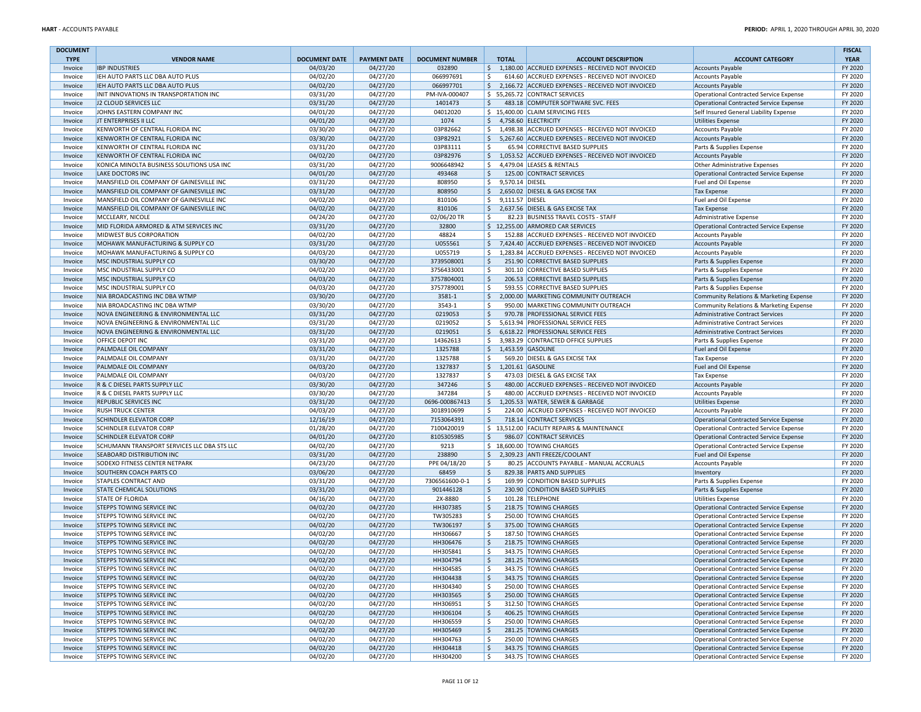| DOCUMENT TYPE | VENDOR NAME | DOCUMENT DATE | PAYMENT DATE | DOCUMENT NUMBER | TOTAL | ACCOUNT DESCRIPTION | ACCOUNT CATEGORY | FISCAL YEAR |
|---|---|---|---|---|---|---|---|---|
| Invoice | IBP INDUSTRIES | 04/03/20 | 04/27/20 | 032890 | $ 1,180.00 | ACCRUED EXPENSES - RECEIVED NOT INVOICED | Accounts Payable | FY 2020 |
| Invoice | IEH AUTO PARTS LLC DBA AUTO PLUS | 04/02/20 | 04/27/20 | 066997691 | $ 614.60 | ACCRUED EXPENSES - RECEIVED NOT INVOICED | Accounts Payable | FY 2020 |
| Invoice | IEH AUTO PARTS LLC DBA AUTO PLUS | 04/02/20 | 04/27/20 | 066997701 | $ 2,166.72 | ACCRUED EXPENSES - RECEIVED NOT INVOICED | Accounts Payable | FY 2020 |
| Invoice | INIT INNOVATIONS IN TRANSPORTATION INC | 03/31/20 | 04/27/20 | PM-IVA-000407 | $ 55,265.72 | CONTRACT SERVICES | Operational Contracted Service Expense | FY 2020 |
| Invoice | J2 CLOUD SERVICES LLC | 03/31/20 | 04/27/20 | 1401473 | $ 483.18 | COMPUTER SOFTWARE SVC. FEES | Operational Contracted Service Expense | FY 2020 |
| Invoice | JOHNS EASTERN COMPANY INC | 04/01/20 | 04/27/20 | 04012020 | $ 15,400.00 | CLAIM SERVICING FEES | Self Insured General Liability Expense | FY 2020 |
| Invoice | JT ENTERPRISES II LLC | 04/01/20 | 04/27/20 | 1074 | $ 4,758.60 | ELECTRICITY | Utilities Expense | FY 2020 |
| Invoice | KENWORTH OF CENTRAL FLORIDA INC | 03/30/20 | 04/27/20 | 03P82662 | $ 1,498.38 | ACCRUED EXPENSES - RECEIVED NOT INVOICED | Accounts Payable | FY 2020 |
| Invoice | KENWORTH OF CENTRAL FLORIDA INC | 03/30/20 | 04/27/20 | 03P82921 | $ 5,267.60 | ACCRUED EXPENSES - RECEIVED NOT INVOICED | Accounts Payable | FY 2020 |
| Invoice | KENWORTH OF CENTRAL FLORIDA INC | 03/31/20 | 04/27/20 | 03P83111 | $ 65.94 | CORRECTIVE BASED SUPPLIES | Parts & Supplies Expense | FY 2020 |
| Invoice | KENWORTH OF CENTRAL FLORIDA INC | 04/02/20 | 04/27/20 | 03P82976 | $ 1,053.52 | ACCRUED EXPENSES - RECEIVED NOT INVOICED | Accounts Payable | FY 2020 |
| Invoice | KONICA MINOLTA BUSINESS SOLUTIONS USA INC | 03/31/20 | 04/27/20 | 9006648942 | $ 4,479.04 | LEASES & RENTALS | Other Administrative Expenses | FY 2020 |
| Invoice | LAKE DOCTORS INC | 04/01/20 | 04/27/20 | 493468 | $ 125.00 | CONTRACT SERVICES | Operational Contracted Service Expense | FY 2020 |
| Invoice | MANSFIELD OIL COMPANY OF GAINESVILLE INC | 03/31/20 | 04/27/20 | 808950 | $ 9,570.14 | DIESEL | Fuel and Oil Expense | FY 2020 |
| Invoice | MANSFIELD OIL COMPANY OF GAINESVILLE INC | 03/31/20 | 04/27/20 | 808950 | $ 2,650.02 | DIESEL & GAS EXCISE TAX | Tax Expense | FY 2020 |
| Invoice | MANSFIELD OIL COMPANY OF GAINESVILLE INC | 04/02/20 | 04/27/20 | 810106 | $ 9,111.57 | DIESEL | Fuel and Oil Expense | FY 2020 |
| Invoice | MANSFIELD OIL COMPANY OF GAINESVILLE INC | 04/02/20 | 04/27/20 | 810106 | $ 2,637.56 | DIESEL & GAS EXCISE TAX | Tax Expense | FY 2020 |
| Invoice | MCCLEARY, NICOLE | 04/24/20 | 04/27/20 | 02/06/20 TR | $ 82.23 | BUSINESS TRAVEL COSTS - STAFF | Administrative Expense | FY 2020 |
| Invoice | MID FLORIDA ARMORED & ATM SERVICES INC | 03/31/20 | 04/27/20 | 32800 | $ 12,255.00 | ARMORED CAR SERVICES | Operational Contracted Service Expense | FY 2020 |
| Invoice | MIDWEST BUS CORPORATION | 04/02/20 | 04/27/20 | 48824 | $ 152.88 | ACCRUED EXPENSES - RECEIVED NOT INVOICED | Accounts Payable | FY 2020 |
| Invoice | MOHAWK MANUFACTURING & SUPPLY CO | 03/31/20 | 04/27/20 | U055561 | $ 7,424.40 | ACCRUED EXPENSES - RECEIVED NOT INVOICED | Accounts Payable | FY 2020 |
| Invoice | MOHAWK MANUFACTURING & SUPPLY CO | 04/03/20 | 04/27/20 | U055719 | $ 1,283.84 | ACCRUED EXPENSES - RECEIVED NOT INVOICED | Accounts Payable | FY 2020 |
| Invoice | MSC INDUSTRIAL SUPPLY CO | 03/30/20 | 04/27/20 | 3739508001 | $ 251.90 | CORRECTIVE BASED SUPPLIES | Parts & Supplies Expense | FY 2020 |
| Invoice | MSC INDUSTRIAL SUPPLY CO | 04/02/20 | 04/27/20 | 3756433001 | $ 301.10 | CORRECTIVE BASED SUPPLIES | Parts & Supplies Expense | FY 2020 |
| Invoice | MSC INDUSTRIAL SUPPLY CO | 04/03/20 | 04/27/20 | 3757804001 | $ 206.53 | CORRECTIVE BASED SUPPLIES | Parts & Supplies Expense | FY 2020 |
| Invoice | MSC INDUSTRIAL SUPPLY CO | 04/03/20 | 04/27/20 | 3757789001 | $ 593.55 | CORRECTIVE BASED SUPPLIES | Parts & Supplies Expense | FY 2020 |
| Invoice | NIA BROADCASTING INC DBA WTMP | 03/30/20 | 04/27/20 | 3581-1 | $ 2,000.00 | MARKETING COMMUNITY OUTREACH | Community Relations & Marketing Expense | FY 2020 |
| Invoice | NIA BROADCASTING INC DBA WTMP | 03/30/20 | 04/27/20 | 3543-1 | $ 950.00 | MARKETING COMMUNITY OUTREACH | Community Relations & Marketing Expense | FY 2020 |
| Invoice | NOVA ENGINEERING & ENVIRONMENTAL LLC | 03/31/20 | 04/27/20 | 0219053 | $ 970.78 | PROFESSIONAL SERVICE FEES | Administrative Contract Services | FY 2020 |
| Invoice | NOVA ENGINEERING & ENVIRONMENTAL LLC | 03/31/20 | 04/27/20 | 0219052 | $ 5,613.94 | PROFESSIONAL SERVICE FEES | Administrative Contract Services | FY 2020 |
| Invoice | NOVA ENGINEERING & ENVIRONMENTAL LLC | 03/31/20 | 04/27/20 | 0219051 | $ 6,618.22 | PROFESSIONAL SERVICE FEES | Administrative Contract Services | FY 2020 |
| Invoice | OFFICE DEPOT INC | 03/31/20 | 04/27/20 | 14362613 | $ 3,983.29 | CONTRACTED OFFICE SUPPLIES | Parts & Supplies Expense | FY 2020 |
| Invoice | PALMDALE OIL COMPANY | 03/31/20 | 04/27/20 | 1325788 | $ 1,453.59 | GASOLINE | Fuel and Oil Expense | FY 2020 |
| Invoice | PALMDALE OIL COMPANY | 03/31/20 | 04/27/20 | 1325788 | $ 569.20 | DIESEL & GAS EXCISE TAX | Tax Expense | FY 2020 |
| Invoice | PALMDALE OIL COMPANY | 04/03/20 | 04/27/20 | 1327837 | $ 1,201.61 | GASOLINE | Fuel and Oil Expense | FY 2020 |
| Invoice | PALMDALE OIL COMPANY | 04/03/20 | 04/27/20 | 1327837 | $ 473.03 | DIESEL & GAS EXCISE TAX | Tax Expense | FY 2020 |
| Invoice | R & C DIESEL PARTS SUPPLY LLC | 03/30/20 | 04/27/20 | 347246 | $ 480.00 | ACCRUED EXPENSES - RECEIVED NOT INVOICED | Accounts Payable | FY 2020 |
| Invoice | R & C DIESEL PARTS SUPPLY LLC | 03/30/20 | 04/27/20 | 347284 | $ 480.00 | ACCRUED EXPENSES - RECEIVED NOT INVOICED | Accounts Payable | FY 2020 |
| Invoice | REPUBLIC SERVICES INC | 03/31/20 | 04/27/20 | 0696-000867413 | $ 1,205.53 | WATER, SEWER & GARBAGE | Utilities Expense | FY 2020 |
| Invoice | RUSH TRUCK CENTER | 04/03/20 | 04/27/20 | 3018910699 | $ 224.00 | ACCRUED EXPENSES - RECEIVED NOT INVOICED | Accounts Payable | FY 2020 |
| Invoice | SCHINDLER ELEVATOR CORP | 12/16/19 | 04/27/20 | 7153064391 | $ 718.14 | CONTRACT SERVICES | Operational Contracted Service Expense | FY 2020 |
| Invoice | SCHINDLER ELEVATOR CORP | 01/28/20 | 04/27/20 | 7100420019 | $ 13,512.00 | FACILITY REPAIRS & MAINTENANCE | Operational Contracted Service Expense | FY 2020 |
| Invoice | SCHINDLER ELEVATOR CORP | 04/01/20 | 04/27/20 | 8105305985 | $ 986.07 | CONTRACT SERVICES | Operational Contracted Service Expense | FY 2020 |
| Invoice | SCHUMANN TRANSPORT SERVICES LLC DBA STS LLC | 04/02/20 | 04/27/20 | 9213 | $ 18,600.00 | TOWING CHARGES | Operational Contracted Service Expense | FY 2020 |
| Invoice | SEABOARD DISTRIBUTION INC | 03/31/20 | 04/27/20 | 238890 | $ 2,309.23 | ANTI FREEZE/COOLANT | Fuel and Oil Expense | FY 2020 |
| Invoice | SODEXO FITNESS CENTER NETPARK | 04/23/20 | 04/27/20 | PPE 04/18/20 | $ 80.25 | ACCOUNTS PAYABLE - MANUAL ACCRUALS | Accounts Payable | FY 2020 |
| Invoice | SOUTHERN COACH PARTS CO | 03/06/20 | 04/27/20 | 68459 | $ 829.38 | PARTS AND SUPPLIES | Inventory | FY 2020 |
| Invoice | STAPLES CONTRACT AND | 03/31/20 | 04/27/20 | 7306561600-0-1 | $ 169.99 | CONDITION BASED SUPPLIES | Parts & Supplies Expense | FY 2020 |
| Invoice | STATE CHEMICAL SOLUTIONS | 03/31/20 | 04/27/20 | 901446128 | $ 230.90 | CONDITION BASED SUPPLIES | Parts & Supplies Expense | FY 2020 |
| Invoice | STATE OF FLORIDA | 04/16/20 | 04/27/20 | 2X-8880 | $ 101.28 | TELEPHONE | Utilities Expense | FY 2020 |
| Invoice | STEPPS TOWING SERVICE INC | 04/02/20 | 04/27/20 | HH307385 | $ 218.75 | TOWING CHARGES | Operational Contracted Service Expense | FY 2020 |
| Invoice | STEPPS TOWING SERVICE INC | 04/02/20 | 04/27/20 | TW305283 | $ 250.00 | TOWING CHARGES | Operational Contracted Service Expense | FY 2020 |
| Invoice | STEPPS TOWING SERVICE INC | 04/02/20 | 04/27/20 | TW306197 | $ 375.00 | TOWING CHARGES | Operational Contracted Service Expense | FY 2020 |
| Invoice | STEPPS TOWING SERVICE INC | 04/02/20 | 04/27/20 | HH306667 | $ 187.50 | TOWING CHARGES | Operational Contracted Service Expense | FY 2020 |
| Invoice | STEPPS TOWING SERVICE INC | 04/02/20 | 04/27/20 | HH306476 | $ 218.75 | TOWING CHARGES | Operational Contracted Service Expense | FY 2020 |
| Invoice | STEPPS TOWING SERVICE INC | 04/02/20 | 04/27/20 | HH305841 | $ 343.75 | TOWING CHARGES | Operational Contracted Service Expense | FY 2020 |
| Invoice | STEPPS TOWING SERVICE INC | 04/02/20 | 04/27/20 | HH304794 | $ 281.25 | TOWING CHARGES | Operational Contracted Service Expense | FY 2020 |
| Invoice | STEPPS TOWING SERVICE INC | 04/02/20 | 04/27/20 | HH304585 | $ 343.75 | TOWING CHARGES | Operational Contracted Service Expense | FY 2020 |
| Invoice | STEPPS TOWING SERVICE INC | 04/02/20 | 04/27/20 | HH304438 | $ 343.75 | TOWING CHARGES | Operational Contracted Service Expense | FY 2020 |
| Invoice | STEPPS TOWING SERVICE INC | 04/02/20 | 04/27/20 | HH304340 | $ 250.00 | TOWING CHARGES | Operational Contracted Service Expense | FY 2020 |
| Invoice | STEPPS TOWING SERVICE INC | 04/02/20 | 04/27/20 | HH303565 | $ 250.00 | TOWING CHARGES | Operational Contracted Service Expense | FY 2020 |
| Invoice | STEPPS TOWING SERVICE INC | 04/02/20 | 04/27/20 | HH306951 | $ 312.50 | TOWING CHARGES | Operational Contracted Service Expense | FY 2020 |
| Invoice | STEPPS TOWING SERVICE INC | 04/02/20 | 04/27/20 | HH306104 | $ 406.25 | TOWING CHARGES | Operational Contracted Service Expense | FY 2020 |
| Invoice | STEPPS TOWING SERVICE INC | 04/02/20 | 04/27/20 | HH306559 | $ 250.00 | TOWING CHARGES | Operational Contracted Service Expense | FY 2020 |
| Invoice | STEPPS TOWING SERVICE INC | 04/02/20 | 04/27/20 | HH305469 | $ 281.25 | TOWING CHARGES | Operational Contracted Service Expense | FY 2020 |
| Invoice | STEPPS TOWING SERVICE INC | 04/02/20 | 04/27/20 | HH304763 | $ 250.00 | TOWING CHARGES | Operational Contracted Service Expense | FY 2020 |
| Invoice | STEPPS TOWING SERVICE INC | 04/02/20 | 04/27/20 | HH304418 | $ 343.75 | TOWING CHARGES | Operational Contracted Service Expense | FY 2020 |
| Invoice | STEPPS TOWING SERVICE INC | 04/02/20 | 04/27/20 | HH304200 | $ 343.75 | TOWING CHARGES | Operational Contracted Service Expense | FY 2020 |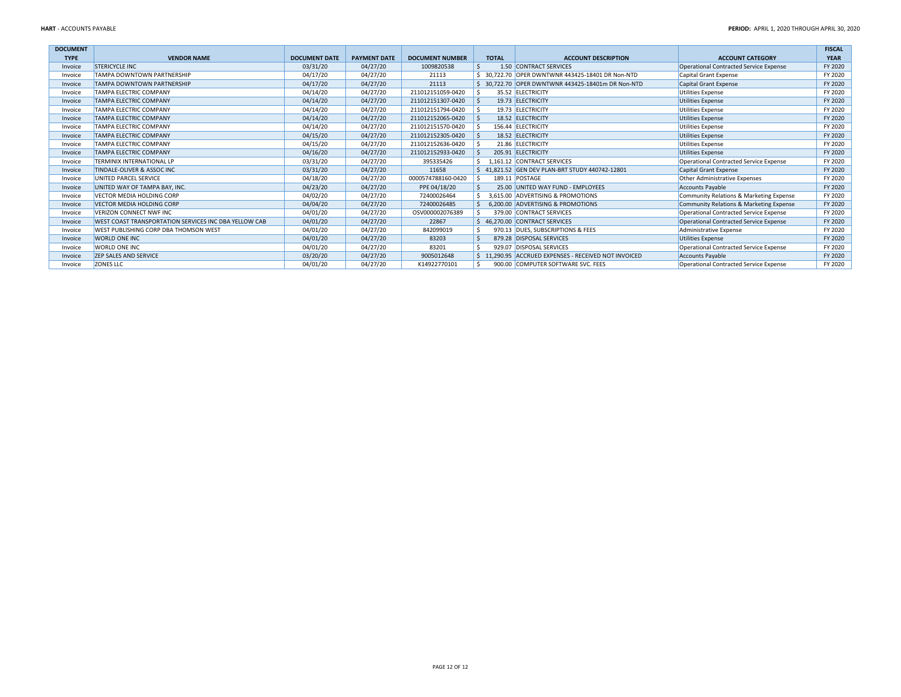| DOCUMENT TYPE | VENDOR NAME | DOCUMENT DATE | PAYMENT DATE | DOCUMENT NUMBER | TOTAL | ACCOUNT DESCRIPTION | ACCOUNT CATEGORY | FISCAL YEAR |
|---|---|---|---|---|---|---|---|---|
| Invoice | STERICYCLE INC | 03/31/20 | 04/27/20 | 1009820538 | $ 1.50 | CONTRACT SERVICES | Operational Contracted Service Expense | FY 2020 |
| Invoice | TAMPA DOWNTOWN PARTNERSHIP | 04/17/20 | 04/27/20 | 21113 | $ 30,722.70 | OPER DWNTWNR 443425-18401 DR Non-NTD | Capital Grant Expense | FY 2020 |
| Invoice | TAMPA DOWNTOWN PARTNERSHIP | 04/17/20 | 04/27/20 | 21113 | $ 30,722.70 | OPER DWNTWNR 443425-18401m DR Non-NTD | Capital Grant Expense | FY 2020 |
| Invoice | TAMPA ELECTRIC COMPANY | 04/14/20 | 04/27/20 | 211012151059-0420 | $ 35.52 | ELECTRICITY | Utilities Expense | FY 2020 |
| Invoice | TAMPA ELECTRIC COMPANY | 04/14/20 | 04/27/20 | 211012151307-0420 | $ 19.73 | ELECTRICITY | Utilities Expense | FY 2020 |
| Invoice | TAMPA ELECTRIC COMPANY | 04/14/20 | 04/27/20 | 211012151794-0420 | $ 19.73 | ELECTRICITY | Utilities Expense | FY 2020 |
| Invoice | TAMPA ELECTRIC COMPANY | 04/14/20 | 04/27/20 | 211012152065-0420 | $ 18.52 | ELECTRICITY | Utilities Expense | FY 2020 |
| Invoice | TAMPA ELECTRIC COMPANY | 04/14/20 | 04/27/20 | 211012151570-0420 | $ 156.44 | ELECTRICITY | Utilities Expense | FY 2020 |
| Invoice | TAMPA ELECTRIC COMPANY | 04/15/20 | 04/27/20 | 211012152305-0420 | $ 18.52 | ELECTRICITY | Utilities Expense | FY 2020 |
| Invoice | TAMPA ELECTRIC COMPANY | 04/15/20 | 04/27/20 | 211012152636-0420 | $ 21.86 | ELECTRICITY | Utilities Expense | FY 2020 |
| Invoice | TAMPA ELECTRIC COMPANY | 04/16/20 | 04/27/20 | 211012152933-0420 | $ 205.91 | ELECTRICITY | Utilities Expense | FY 2020 |
| Invoice | TERMINIX INTERNATIONAL LP | 03/31/20 | 04/27/20 | 395335426 | $ 1,161.12 | CONTRACT SERVICES | Operational Contracted Service Expense | FY 2020 |
| Invoice | TINDALE-OLIVER & ASSOC INC | 03/31/20 | 04/27/20 | 11658 | $ 41,821.52 | GEN DEV PLAN-BRT STUDY 440742-12801 | Capital Grant Expense | FY 2020 |
| Invoice | UNITED PARCEL SERVICE | 04/18/20 | 04/27/20 | 0000574788160-0420 | $ 189.11 | POSTAGE | Other Administrative Expenses | FY 2020 |
| Invoice | UNITED WAY OF TAMPA BAY, INC. | 04/23/20 | 04/27/20 | PPE 04/18/20 | $ 25.00 | UNITED WAY FUND - EMPLOYEES | Accounts Payable | FY 2020 |
| Invoice | VECTOR MEDIA HOLDING CORP | 04/02/20 | 04/27/20 | 72400026464 | $ 3,615.00 | ADVERTISING & PROMOTIONS | Community Relations & Marketing Expense | FY 2020 |
| Invoice | VECTOR MEDIA HOLDING CORP | 04/04/20 | 04/27/20 | 72400026485 | $ 6,200.00 | ADVERTISING & PROMOTIONS | Community Relations & Marketing Expense | FY 2020 |
| Invoice | VERIZON CONNECT NWF INC | 04/01/20 | 04/27/20 | OSV000002076389 | $ 379.00 | CONTRACT SERVICES | Operational Contracted Service Expense | FY 2020 |
| Invoice | WEST COAST TRANSPORTATION SERVICES INC DBA YELLOW CAB | 04/01/20 | 04/27/20 | 22867 | $ 46,270.00 | CONTRACT SERVICES | Operational Contracted Service Expense | FY 2020 |
| Invoice | WEST PUBLISHING CORP DBA THOMSON WEST | 04/01/20 | 04/27/20 | 842099019 | $ 970.13 | DUES, SUBSCRIPTIONS & FEES | Administrative Expense | FY 2020 |
| Invoice | WORLD ONE INC | 04/01/20 | 04/27/20 | 83203 | $ 879.28 | DISPOSAL SERVICES | Utilities Expense | FY 2020 |
| Invoice | WORLD ONE INC | 04/01/20 | 04/27/20 | 83201 | $ 929.07 | DISPOSAL SERVICES | Operational Contracted Service Expense | FY 2020 |
| Invoice | ZEP SALES AND SERVICE | 03/20/20 | 04/27/20 | 9005012648 | $ 11,290.95 | ACCRUED EXPENSES - RECEIVED NOT INVOICED | Accounts Payable | FY 2020 |
| Invoice | ZONES LLC | 04/01/20 | 04/27/20 | K14922770101 | $ 900.00 | COMPUTER SOFTWARE SVC. FEES | Operational Contracted Service Expense | FY 2020 |